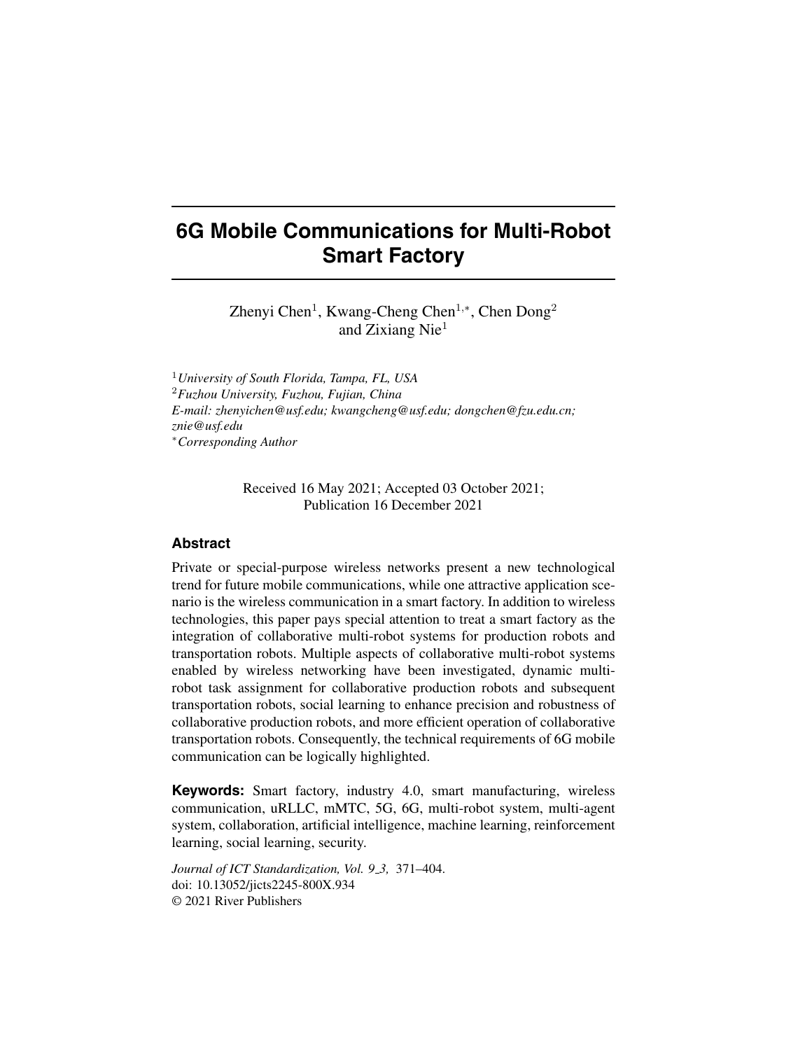# 6G Mobile Communications for Multi-Robot Smart Factory

Zhenyi Chen[1], Kwang-Cheng Chen[1,*], Chen Dong[2] and Zixiang Nie[1]

[1]*University of South Florida, Tampa, FL, USA*
[2]*Fuzhou University, Fuzhou, Fujian, China*
*E-mail: zhenyichen@usf.edu; kwangcheng@usf.edu; dongchen@fzu.edu.cn; znie@usf.edu*
[*]*Corresponding Author*

Received 16 May 2021; Accepted 03 October 2021; Publication 16 December 2021

## Abstract

Private or special-purpose wireless networks present a new technological trend for future mobile communications, while one attractive application scenario is the wireless communication in a smart factory. In addition to wireless technologies, this paper pays special attention to treat a smart factory as the integration of collaborative multi-robot systems for production robots and transportation robots. Multiple aspects of collaborative multi-robot systems enabled by wireless networking have been investigated, dynamic multi-robot task assignment for collaborative production robots and subsequent transportation robots, social learning to enhance precision and robustness of collaborative production robots, and more efficient operation of collaborative transportation robots. Consequently, the technical requirements of 6G mobile communication can be logically highlighted.

**Keywords:** Smart factory, industry 4.0, smart manufacturing, wireless communication, uRLLC, mMTC, 5G, 6G, multi-robot system, multi-agent system, collaboration, artificial intelligence, machine learning, reinforcement learning, social learning, security.

*Journal of ICT Standardization, Vol. 9_3,* 371–404.
doi: 10.13052/jicts2245-800X.934
© 2021 River Publishers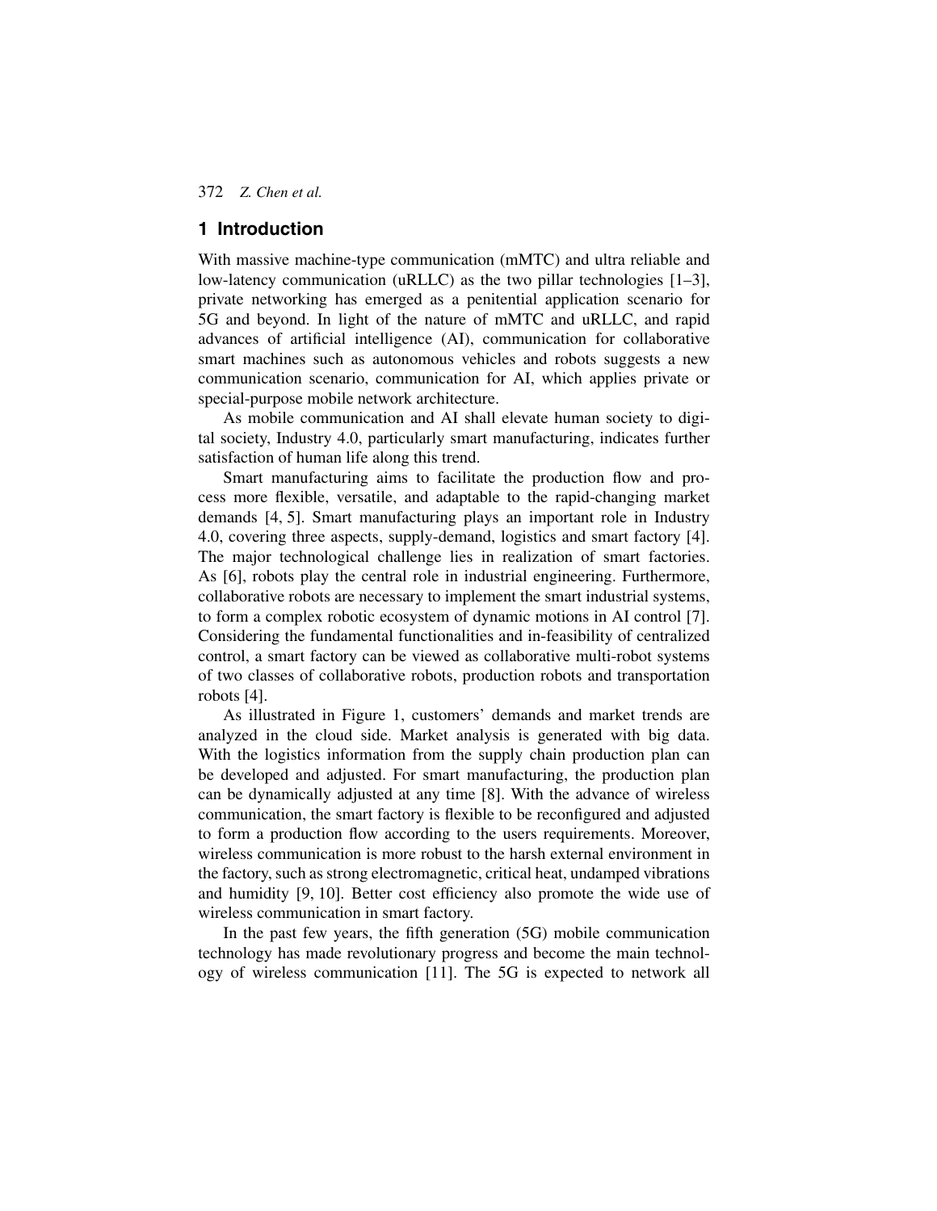## 1 Introduction

With massive machine-type communication (mMTC) and ultra reliable and low-latency communication (uRLLC) as the two pillar technologies [1–3], private networking has emerged as a penitential application scenario for 5G and beyond. In light of the nature of mMTC and uRLLC, and rapid advances of artificial intelligence (AI), communication for collaborative smart machines such as autonomous vehicles and robots suggests a new communication scenario, communication for AI, which applies private or special-purpose mobile network architecture.

As mobile communication and AI shall elevate human society to digital society, Industry 4.0, particularly smart manufacturing, indicates further satisfaction of human life along this trend.

Smart manufacturing aims to facilitate the production flow and process more flexible, versatile, and adaptable to the rapid-changing market demands [4, 5]. Smart manufacturing plays an important role in Industry 4.0, covering three aspects, supply-demand, logistics and smart factory [4]. The major technological challenge lies in realization of smart factories. As [6], robots play the central role in industrial engineering. Furthermore, collaborative robots are necessary to implement the smart industrial systems, to form a complex robotic ecosystem of dynamic motions in AI control [7]. Considering the fundamental functionalities and in-feasibility of centralized control, a smart factory can be viewed as collaborative multi-robot systems of two classes of collaborative robots, production robots and transportation robots [4].

As illustrated in Figure 1, customers' demands and market trends are analyzed in the cloud side. Market analysis is generated with big data. With the logistics information from the supply chain production plan can be developed and adjusted. For smart manufacturing, the production plan can be dynamically adjusted at any time [8]. With the advance of wireless communication, the smart factory is flexible to be reconfigured and adjusted to form a production flow according to the users requirements. Moreover, wireless communication is more robust to the harsh external environment in the factory, such as strong electromagnetic, critical heat, undamped vibrations and humidity [9, 10]. Better cost efficiency also promote the wide use of wireless communication in smart factory.

In the past few years, the fifth generation (5G) mobile communication technology has made revolutionary progress and become the main technology of wireless communication [11]. The 5G is expected to network all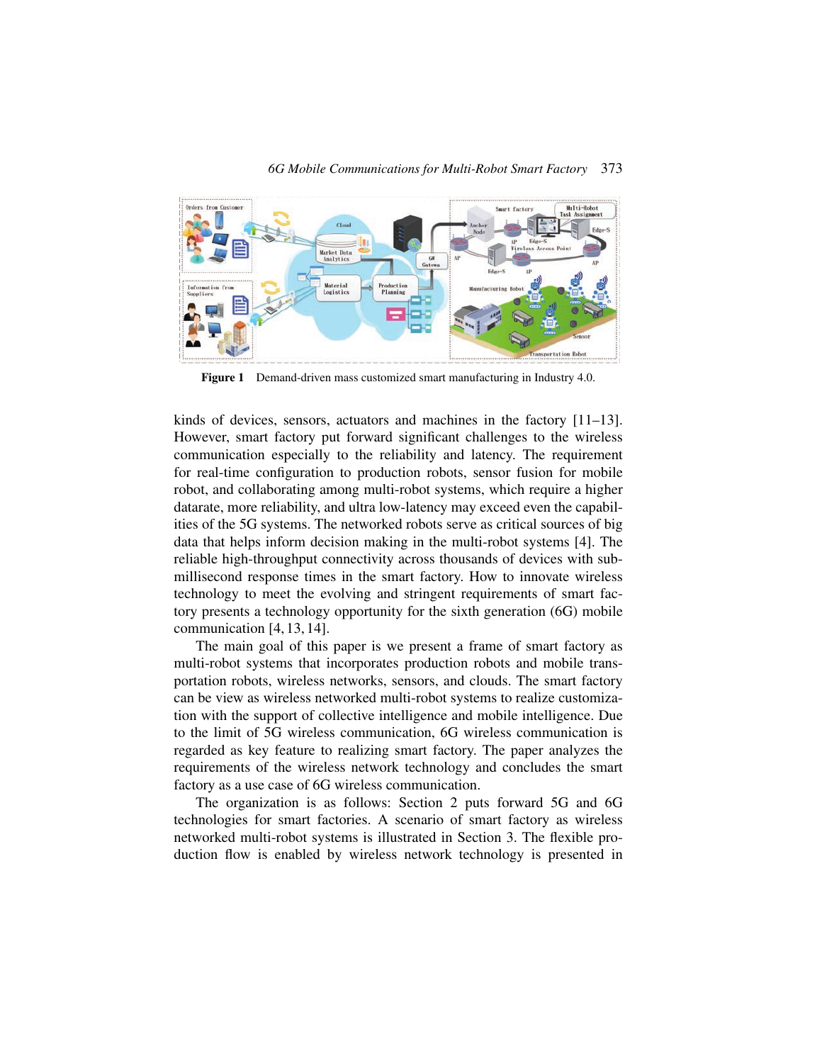**Figure 1** Demand-driven mass customized smart manufacturing in Industry 4.0.

kinds of devices, sensors, actuators and machines in the factory [11–13]. However, smart factory put forward significant challenges to the wireless communication especially to the reliability and latency. The requirement for real-time configuration to production robots, sensor fusion for mobile robot, and collaborating among multi-robot systems, which require a higher datarate, more reliability, and ultra low-latency may exceed even the capabilities of the 5G systems. The networked robots serve as critical sources of big data that helps inform decision making in the multi-robot systems [4]. The reliable high-throughput connectivity across thousands of devices with sub-millisecond response times in the smart factory. How to innovate wireless technology to meet the evolving and stringent requirements of smart factory presents a technology opportunity for the sixth generation (6G) mobile communication [4, 13, 14].

The main goal of this paper is we present a frame of smart factory as multi-robot systems that incorporates production robots and mobile transportation robots, wireless networks, sensors, and clouds. The smart factory can be view as wireless networked multi-robot systems to realize customization with the support of collective intelligence and mobile intelligence. Due to the limit of 5G wireless communication, 6G wireless communication is regarded as key feature to realizing smart factory. The paper analyzes the requirements of the wireless network technology and concludes the smart factory as a use case of 6G wireless communication.

The organization is as follows: Section 2 puts forward 5G and 6G technologies for smart factories. A scenario of smart factory as wireless networked multi-robot systems is illustrated in Section 3. The flexible production flow is enabled by wireless network technology is presented in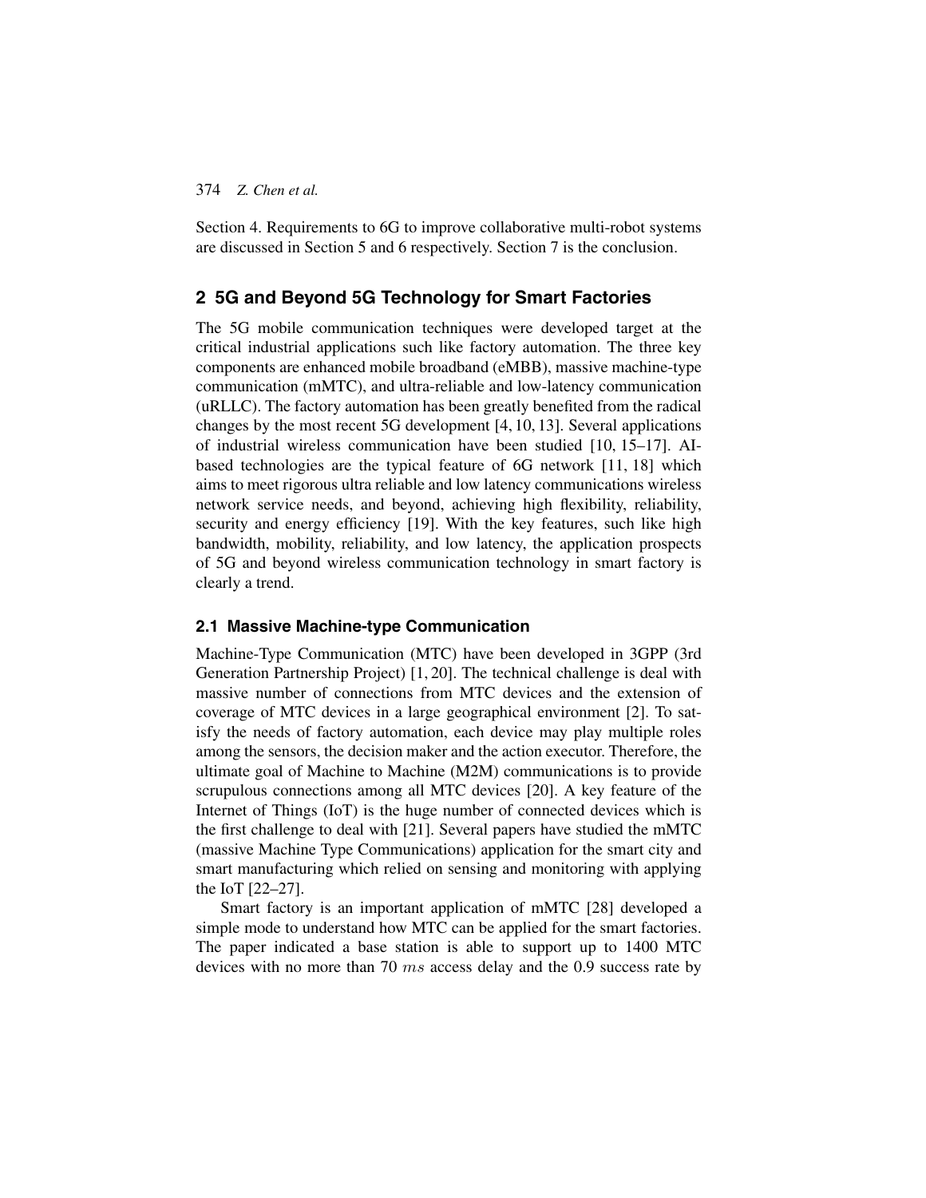Section 4. Requirements to 6G to improve collaborative multi-robot systems are discussed in Section 5 and 6 respectively. Section 7 is the conclusion.

## 2 5G and Beyond 5G Technology for Smart Factories

The 5G mobile communication techniques were developed target at the critical industrial applications such like factory automation. The three key components are enhanced mobile broadband (eMBB), massive machine-type communication (mMTC), and ultra-reliable and low-latency communication (uRLLC). The factory automation has been greatly benefited from the radical changes by the most recent 5G development [4, 10, 13]. Several applications of industrial wireless communication have been studied [10, 15–17]. AI-based technologies are the typical feature of 6G network [11, 18] which aims to meet rigorous ultra reliable and low latency communications wireless network service needs, and beyond, achieving high flexibility, reliability, security and energy efficiency [19]. With the key features, such like high bandwidth, mobility, reliability, and low latency, the application prospects of 5G and beyond wireless communication technology in smart factory is clearly a trend.

### 2.1 Massive Machine-type Communication

Machine-Type Communication (MTC) have been developed in 3GPP (3rd Generation Partnership Project) [1, 20]. The technical challenge is deal with massive number of connections from MTC devices and the extension of coverage of MTC devices in a large geographical environment [2]. To satisfy the needs of factory automation, each device may play multiple roles among the sensors, the decision maker and the action executor. Therefore, the ultimate goal of Machine to Machine (M2M) communications is to provide scrupulous connections among all MTC devices [20]. A key feature of the Internet of Things (IoT) is the huge number of connected devices which is the first challenge to deal with [21]. Several papers have studied the mMTC (massive Machine Type Communications) application for the smart city and smart manufacturing which relied on sensing and monitoring with applying the IoT [22–27].

Smart factory is an important application of mMTC [28] developed a simple mode to understand how MTC can be applied for the smart factories. The paper indicated a base station is able to support up to 1400 MTC devices with no more than 70 $ms$ access delay and the 0.9 success rate by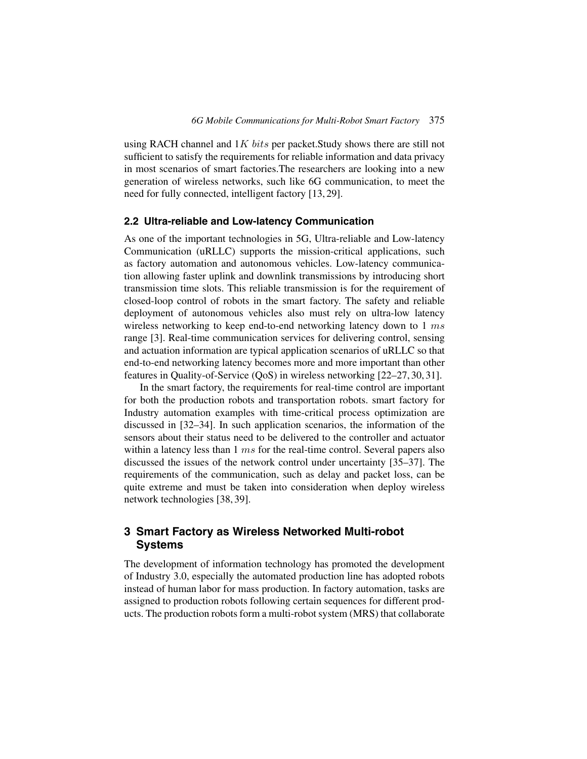using RACH channel and $1K$ $bits$ per packet.Study shows there are still not sufficient to satisfy the requirements for reliable information and data privacy in most scenarios of smart factories.The researchers are looking into a new generation of wireless networks, such like 6G communication, to meet the need for fully connected, intelligent factory [13, 29].

### 2.2 Ultra-reliable and Low-latency Communication

As one of the important technologies in 5G, Ultra-reliable and Low-latency Communication (uRLLC) supports the mission-critical applications, such as factory automation and autonomous vehicles. Low-latency communication allowing faster uplink and downlink transmissions by introducing short transmission time slots. This reliable transmission is for the requirement of closed-loop control of robots in the smart factory. The safety and reliable deployment of autonomous vehicles also must rely on ultra-low latency wireless networking to keep end-to-end networking latency down to 1 $ms$ range [3]. Real-time communication services for delivering control, sensing and actuation information are typical application scenarios of uRLLC so that end-to-end networking latency becomes more and more important than other features in Quality-of-Service (QoS) in wireless networking [22–27, 30, 31].

In the smart factory, the requirements for real-time control are important for both the production robots and transportation robots. smart factory for Industry automation examples with time-critical process optimization are discussed in [32–34]. In such application scenarios, the information of the sensors about their status need to be delivered to the controller and actuator within a latency less than 1 $ms$ for the real-time control. Several papers also discussed the issues of the network control under uncertainty [35–37]. The requirements of the communication, such as delay and packet loss, can be quite extreme and must be taken into consideration when deploy wireless network technologies [38, 39].

## 3 Smart Factory as Wireless Networked Multi-robot Systems

The development of information technology has promoted the development of Industry 3.0, especially the automated production line has adopted robots instead of human labor for mass production. In factory automation, tasks are assigned to production robots following certain sequences for different products. The production robots form a multi-robot system (MRS) that collaborate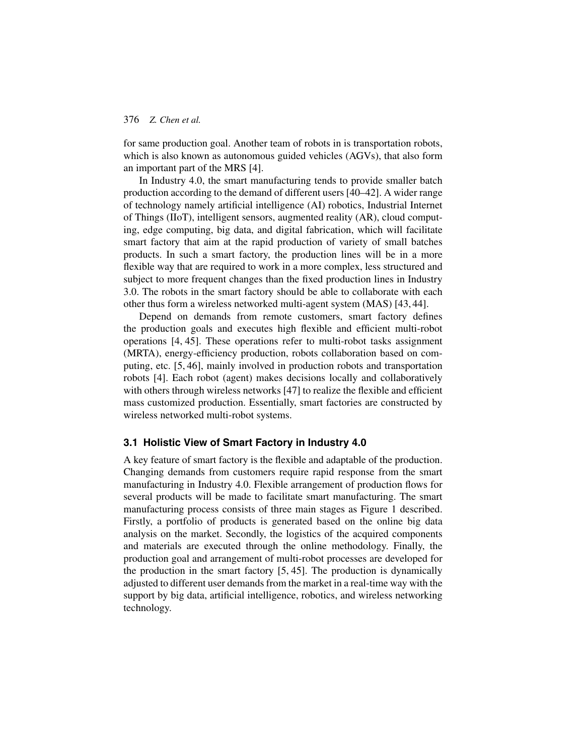for same production goal. Another team of robots in is transportation robots, which is also known as autonomous guided vehicles (AGVs), that also form an important part of the MRS [4].

In Industry 4.0, the smart manufacturing tends to provide smaller batch production according to the demand of different users [40–42]. A wider range of technology namely artificial intelligence (AI) robotics, Industrial Internet of Things (IIoT), intelligent sensors, augmented reality (AR), cloud computing, edge computing, big data, and digital fabrication, which will facilitate smart factory that aim at the rapid production of variety of small batches products. In such a smart factory, the production lines will be in a more flexible way that are required to work in a more complex, less structured and subject to more frequent changes than the fixed production lines in Industry 3.0. The robots in the smart factory should be able to collaborate with each other thus form a wireless networked multi-agent system (MAS) [43, 44].

Depend on demands from remote customers, smart factory defines the production goals and executes high flexible and efficient multi-robot operations [4, 45]. These operations refer to multi-robot tasks assignment (MRTA), energy-efficiency production, robots collaboration based on computing, etc. [5, 46], mainly involved in production robots and transportation robots [4]. Each robot (agent) makes decisions locally and collaboratively with others through wireless networks [47] to realize the flexible and efficient mass customized production. Essentially, smart factories are constructed by wireless networked multi-robot systems.

## 3.1 Holistic View of Smart Factory in Industry 4.0

A key feature of smart factory is the flexible and adaptable of the production. Changing demands from customers require rapid response from the smart manufacturing in Industry 4.0. Flexible arrangement of production flows for several products will be made to facilitate smart manufacturing. The smart manufacturing process consists of three main stages as Figure 1 described. Firstly, a portfolio of products is generated based on the online big data analysis on the market. Secondly, the logistics of the acquired components and materials are executed through the online methodology. Finally, the production goal and arrangement of multi-robot processes are developed for the production in the smart factory [5, 45]. The production is dynamically adjusted to different user demands from the market in a real-time way with the support by big data, artificial intelligence, robotics, and wireless networking technology.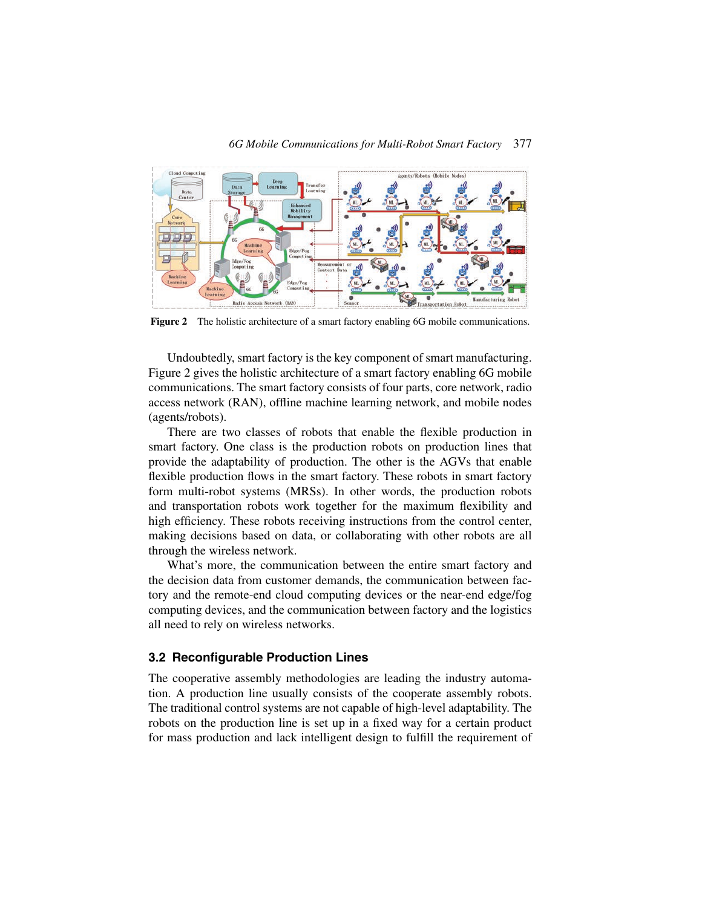Figure 2 The holistic architecture of a smart factory enabling 6G mobile communications.

Undoubtedly, smart factory is the key component of smart manufacturing. Figure 2 gives the holistic architecture of a smart factory enabling 6G mobile communications. The smart factory consists of four parts, core network, radio access network (RAN), offline machine learning network, and mobile nodes (agents/robots).

There are two classes of robots that enable the flexible production in smart factory. One class is the production robots on production lines that provide the adaptability of production. The other is the AGVs that enable flexible production flows in the smart factory. These robots in smart factory form multi-robot systems (MRSs). In other words, the production robots and transportation robots work together for the maximum flexibility and high efficiency. These robots receiving instructions from the control center, making decisions based on data, or collaborating with other robots are all through the wireless network.

What's more, the communication between the entire smart factory and the decision data from customer demands, the communication between factory and the remote-end cloud computing devices or the near-end edge/fog computing devices, and the communication between factory and the logistics all need to rely on wireless networks.

### 3.2 Reconfigurable Production Lines

The cooperative assembly methodologies are leading the industry automation. A production line usually consists of the cooperate assembly robots. The traditional control systems are not capable of high-level adaptability. The robots on the production line is set up in a fixed way for a certain product for mass production and lack intelligent design to fulfill the requirement of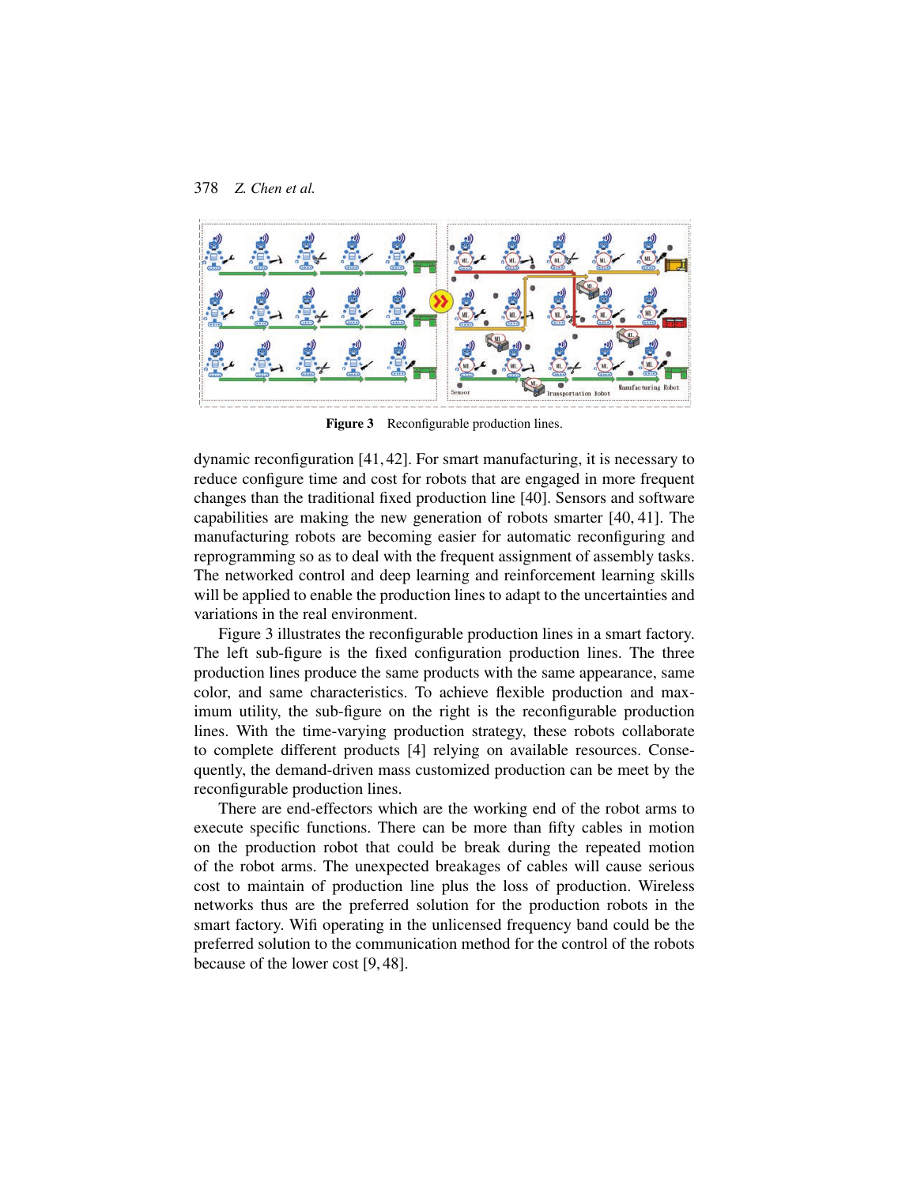**Figure 3** Reconfigurable production lines.

dynamic reconfiguration [41,42]. For smart manufacturing, it is necessary to reduce configure time and cost for robots that are engaged in more frequent changes than the traditional fixed production line [40]. Sensors and software capabilities are making the new generation of robots smarter [40, 41]. The manufacturing robots are becoming easier for automatic reconfiguring and reprogramming so as to deal with the frequent assignment of assembly tasks. The networked control and deep learning and reinforcement learning skills will be applied to enable the production lines to adapt to the uncertainties and variations in the real environment.

Figure 3 illustrates the reconfigurable production lines in a smart factory. The left sub-figure is the fixed configuration production lines. The three production lines produce the same products with the same appearance, same color, and same characteristics. To achieve flexible production and maximum utility, the sub-figure on the right is the reconfigurable production lines. With the time-varying production strategy, these robots collaborate to complete different products [4] relying on available resources. Consequently, the demand-driven mass customized production can be meet by the reconfigurable production lines.

There are end-effectors which are the working end of the robot arms to execute specific functions. There can be more than fifty cables in motion on the production robot that could be break during the repeated motion of the robot arms. The unexpected breakages of cables will cause serious cost to maintain of production line plus the loss of production. Wireless networks thus are the preferred solution for the production robots in the smart factory. Wifi operating in the unlicensed frequency band could be the preferred solution to the communication method for the control of the robots because of the lower cost [9,48].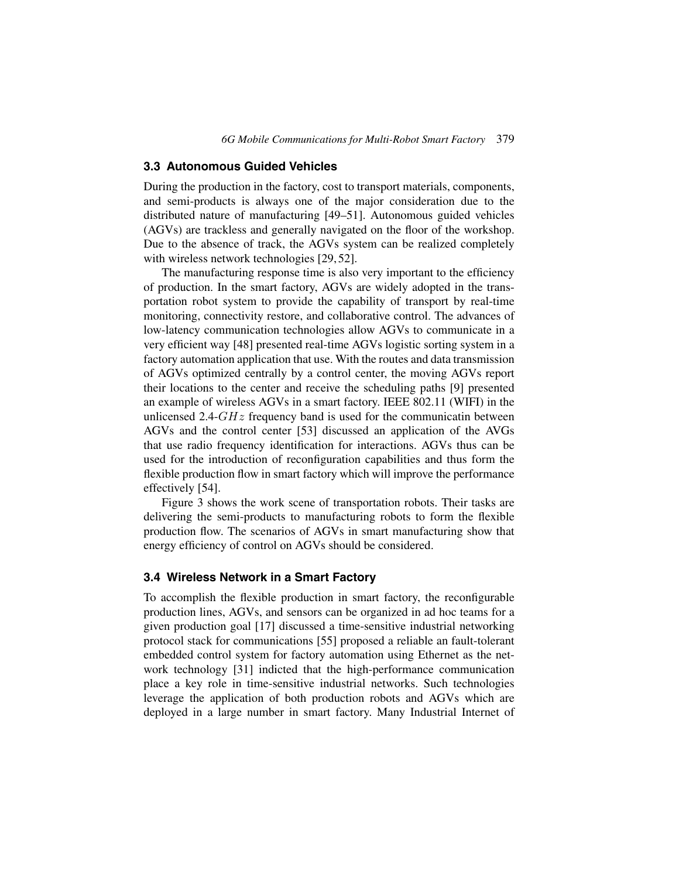### 3.3 Autonomous Guided Vehicles

During the production in the factory, cost to transport materials, components, and semi-products is always one of the major consideration due to the distributed nature of manufacturing [49–51]. Autonomous guided vehicles (AGVs) are trackless and generally navigated on the floor of the workshop. Due to the absence of track, the AGVs system can be realized completely with wireless network technologies [29, 52].

The manufacturing response time is also very important to the efficiency of production. In the smart factory, AGVs are widely adopted in the transportation robot system to provide the capability of transport by real-time monitoring, connectivity restore, and collaborative control. The advances of low-latency communication technologies allow AGVs to communicate in a very efficient way [48] presented real-time AGVs logistic sorting system in a factory automation application that use. With the routes and data transmission of AGVs optimized centrally by a control center, the moving AGVs report their locations to the center and receive the scheduling paths [9] presented an example of wireless AGVs in a smart factory. IEEE 802.11 (WIFI) in the unlicensed 2.4-$GHz$ frequency band is used for the communicatin between AGVs and the control center [53] discussed an application of the AVGs that use radio frequency identification for interactions. AGVs thus can be used for the introduction of reconfiguration capabilities and thus form the flexible production flow in smart factory which will improve the performance effectively [54].

Figure 3 shows the work scene of transportation robots. Their tasks are delivering the semi-products to manufacturing robots to form the flexible production flow. The scenarios of AGVs in smart manufacturing show that energy efficiency of control on AGVs should be considered.

### 3.4 Wireless Network in a Smart Factory

To accomplish the flexible production in smart factory, the reconfigurable production lines, AGVs, and sensors can be organized in ad hoc teams for a given production goal [17] discussed a time-sensitive industrial networking protocol stack for communications [55] proposed a reliable an fault-tolerant embedded control system for factory automation using Ethernet as the network technology [31] indicted that the high-performance communication place a key role in time-sensitive industrial networks. Such technologies leverage the application of both production robots and AGVs which are deployed in a large number in smart factory. Many Industrial Internet of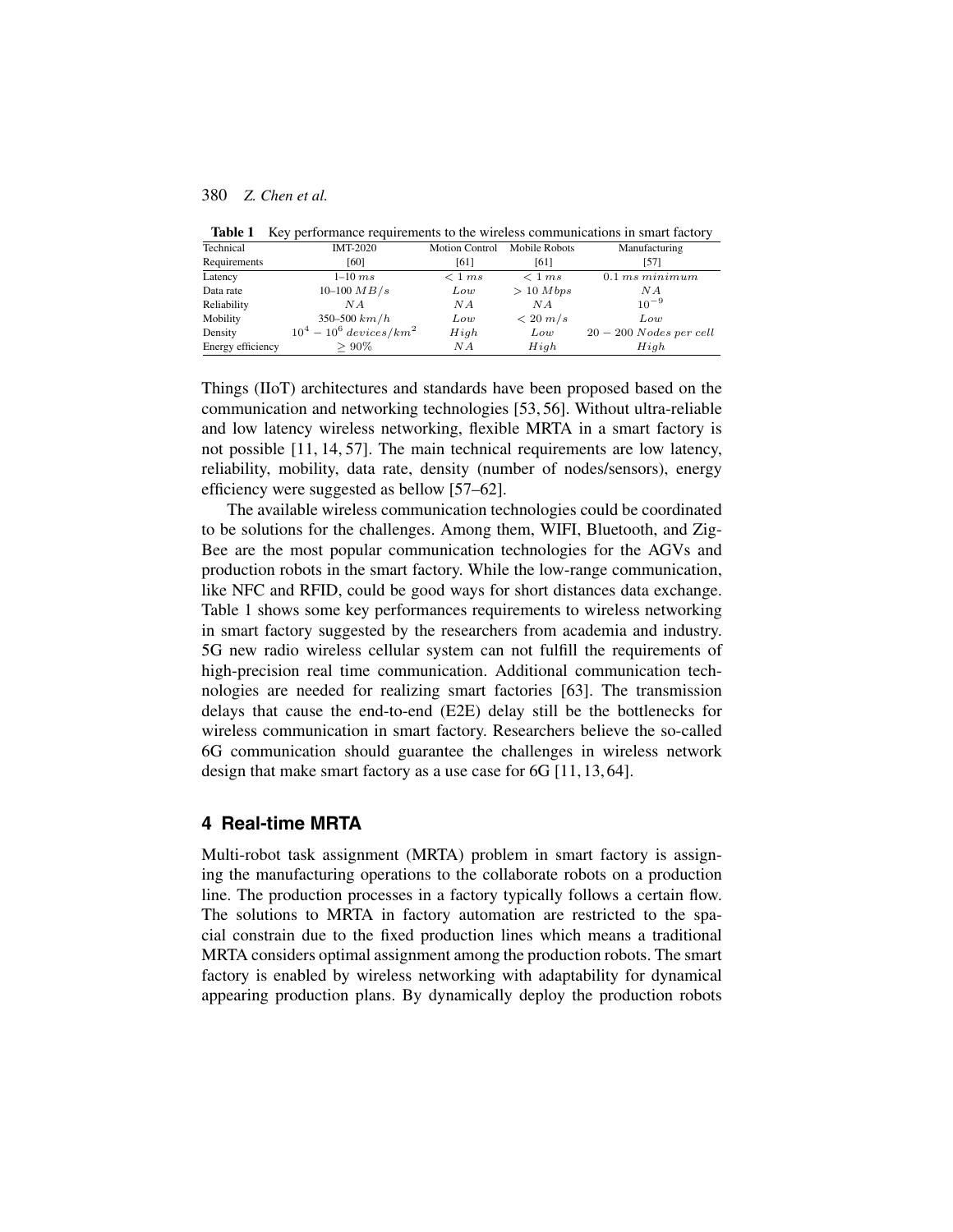**Table 1** Key performance requirements to the wireless communications in smart factory

| Technical Requirements | IMT-2020 [60] | Motion Control [61] | Mobile Robots [61] | Manufacturing [57] |
|---|---|---|---|---|
| Latency | 1–10 $ms$ | $< 1\ ms$ | $< 1\ ms$ | $0.1\ ms\ minimum$ |
| Data rate | 10–100 $MB/s$ | $Low$ | $> 10\ Mbps$ | $NA$ |
| Reliability | $NA$ | $NA$ | $NA$ | $10^{-9}$ |
| Mobility | 350–500 $km/h$ | $Low$ | $< 20\ m/s$ | $Low$ |
| Density | $10^4 - 10^6\ devices/km^2$ | $High$ | $Low$ | $20 - 200\ Nodes\ per\ cell$ |
| Energy efficiency | $\geq 90\%$ | $NA$ | $High$ | $High$ |

Things (IIoT) architectures and standards have been proposed based on the communication and networking technologies [53, 56]. Without ultra-reliable and low latency wireless networking, flexible MRTA in a smart factory is not possible [11, 14, 57]. The main technical requirements are low latency, reliability, mobility, data rate, density (number of nodes/sensors), energy efficiency were suggested as bellow [57–62].

The available wireless communication technologies could be coordinated to be solutions for the challenges. Among them, WIFI, Bluetooth, and ZigBee are the most popular communication technologies for the AGVs and production robots in the smart factory. While the low-range communication, like NFC and RFID, could be good ways for short distances data exchange. Table 1 shows some key performances requirements to wireless networking in smart factory suggested by the researchers from academia and industry. 5G new radio wireless cellular system can not fulfill the requirements of high-precision real time communication. Additional communication technologies are needed for realizing smart factories [63]. The transmission delays that cause the end-to-end (E2E) delay still be the bottlenecks for wireless communication in smart factory. Researchers believe the so-called 6G communication should guarantee the challenges in wireless network design that make smart factory as a use case for 6G [11, 13, 64].

## 4 Real-time MRTA

Multi-robot task assignment (MRTA) problem in smart factory is assigning the manufacturing operations to the collaborate robots on a production line. The production processes in a factory typically follows a certain flow. The solutions to MRTA in factory automation are restricted to the spacial constrain due to the fixed production lines which means a traditional MRTA considers optimal assignment among the production robots. The smart factory is enabled by wireless networking with adaptability for dynamical appearing production plans. By dynamically deploy the production robots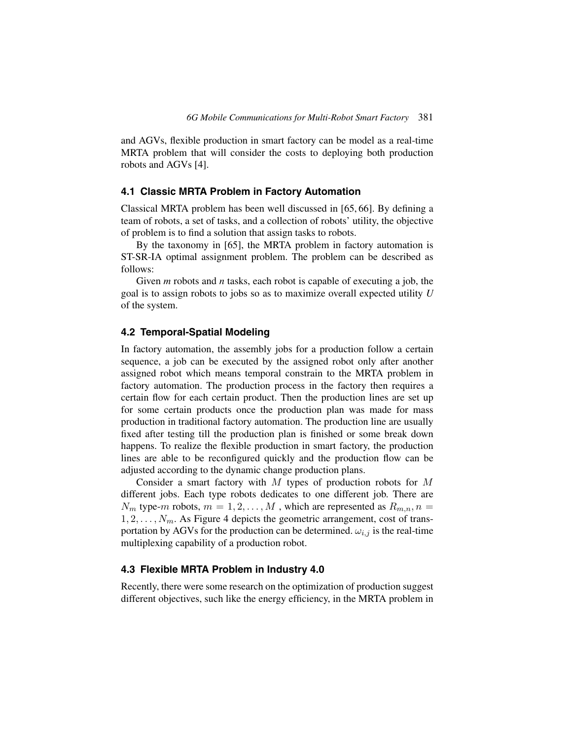and AGVs, flexible production in smart factory can be model as a real-time MRTA problem that will consider the costs to deploying both production robots and AGVs [4].

### 4.1 Classic MRTA Problem in Factory Automation

Classical MRTA problem has been well discussed in [65, 66]. By defining a team of robots, a set of tasks, and a collection of robots' utility, the objective of problem is to find a solution that assign tasks to robots.

By the taxonomy in [65], the MRTA problem in factory automation is ST-SR-IA optimal assignment problem. The problem can be described as follows:

Given *m* robots and *n* tasks, each robot is capable of executing a job, the goal is to assign robots to jobs so as to maximize overall expected utility *U* of the system.

### 4.2 Temporal-Spatial Modeling

In factory automation, the assembly jobs for a production follow a certain sequence, a job can be executed by the assigned robot only after another assigned robot which means temporal constrain to the MRTA problem in factory automation. The production process in the factory then requires a certain flow for each certain product. Then the production lines are set up for some certain products once the production plan was made for mass production in traditional factory automation. The production line are usually fixed after testing till the production plan is finished or some break down happens. To realize the flexible production in smart factory, the production lines are able to be reconfigured quickly and the production flow can be adjusted according to the dynamic change production plans.

Consider a smart factory with $M$ types of production robots for $M$ different jobs. Each type robots dedicates to one different job. There are $N_m$ type-$m$ robots, $m = 1, 2, \ldots, M$ , which are represented as $R_{m,n}, n = 1, 2, \ldots, N_m$. As Figure 4 depicts the geometric arrangement, cost of transportation by AGVs for the production can be determined. $\omega_{i,j}$ is the real-time multiplexing capability of a production robot.

### 4.3 Flexible MRTA Problem in Industry 4.0

Recently, there were some research on the optimization of production suggest different objectives, such like the energy efficiency, in the MRTA problem in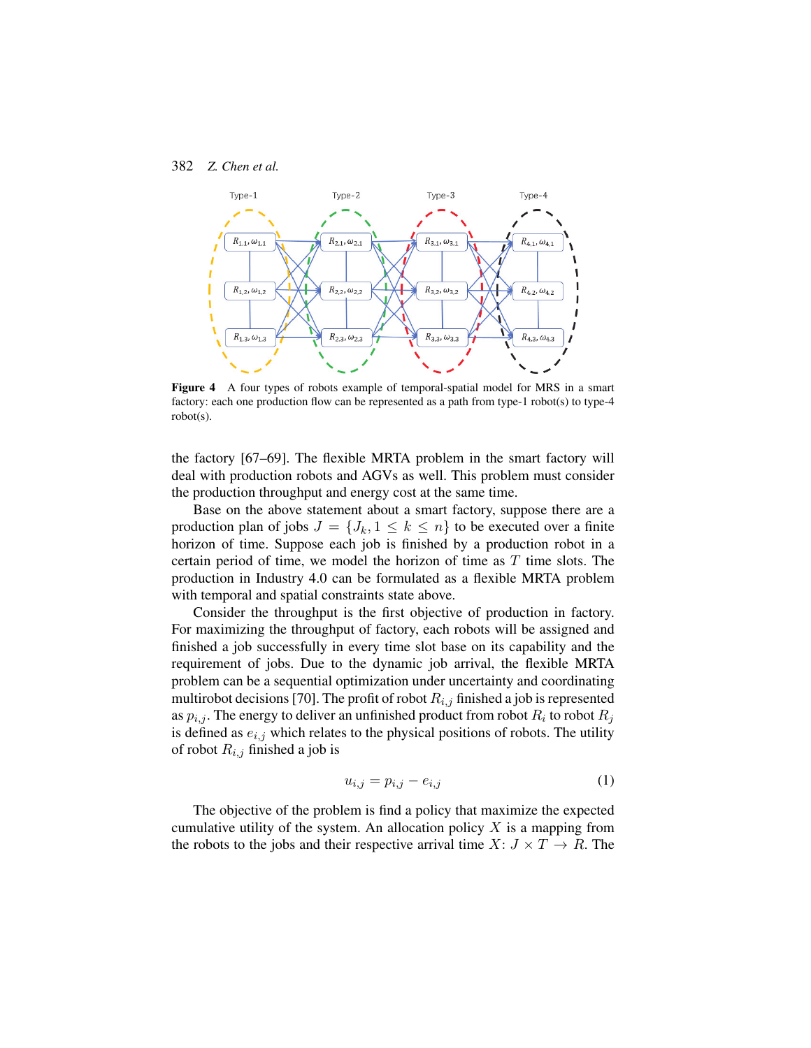Figure 4 A four types of robots example of temporal-spatial model for MRS in a smart factory: each one production flow can be represented as a path from type-1 robot(s) to type-4 robot(s).

the factory [67–69]. The flexible MRTA problem in the smart factory will deal with production robots and AGVs as well. This problem must consider the production throughput and energy cost at the same time.

Base on the above statement about a smart factory, suppose there are a production plan of jobs $J = \{J_k, 1 \leq k \leq n\}$ to be executed over a finite horizon of time. Suppose each job is finished by a production robot in a certain period of time, we model the horizon of time as $T$ time slots. The production in Industry 4.0 can be formulated as a flexible MRTA problem with temporal and spatial constraints state above.

Consider the throughput is the first objective of production in factory. For maximizing the throughput of factory, each robots will be assigned and finished a job successfully in every time slot base on its capability and the requirement of jobs. Due to the dynamic job arrival, the flexible MRTA problem can be a sequential optimization under uncertainty and coordinating multirobot decisions [70]. The profit of robot $R_{i,j}$ finished a job is represented as $p_{i,j}$. The energy to deliver an unfinished product from robot $R_i$ to robot $R_j$ is defined as $e_{i,j}$ which relates to the physical positions of robots. The utility of robot $R_{i,j}$ finished a job is

$$u_{i,j} = p_{i,j} - e_{i,j} \tag{1}$$

The objective of the problem is find a policy that maximize the expected cumulative utility of the system. An allocation policy $X$ is a mapping from the robots to the jobs and their respective arrival time $X$: $J \times T \rightarrow R$. The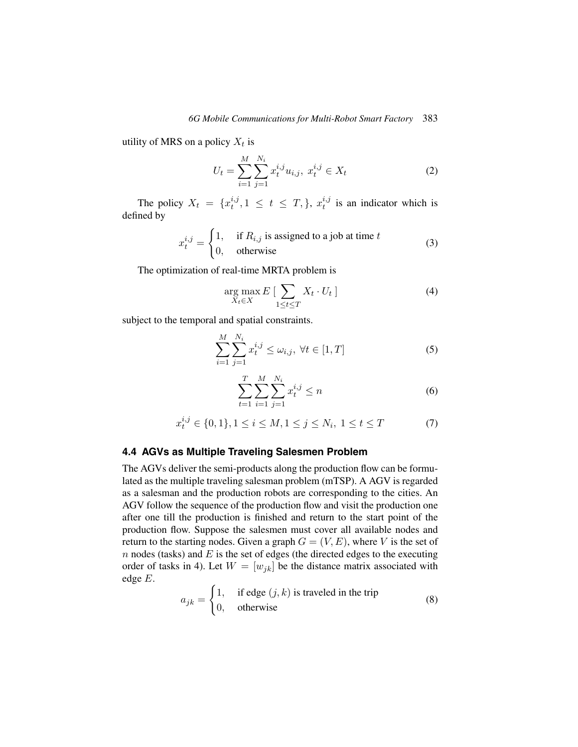utility of MRS on a policy $X_t$ is

$$U_t = \sum_{i=1}^{M} \sum_{j=1}^{N_i} x_t^{i,j} u_{i,j},\ x_t^{i,j} \in X_t \tag{2}$$

The policy $X_t = \{x_t^{i,j}, 1 \leq t \leq T, \}$, $x_t^{i,j}$ is an indicator which is defined by

$$x_t^{i,j} = \begin{cases} 1, & \text{if } R_{i,j} \text{ is assigned to a job at time } t \\ 0, & \text{otherwise} \end{cases} \tag{3}$$

The optimization of real-time MRTA problem is

$$\underset{X_t \in X}{\arg\max}\, E\,[\sum_{1 \leq t \leq T} X_t \cdot U_t\,] \tag{4}$$

subject to the temporal and spatial constraints.

$$\sum_{i=1}^{M} \sum_{j=1}^{N_i} x_t^{i,j} \leq \omega_{i,j},\ \forall t \in [1, T] \tag{5}$$

$$\sum_{t=1}^{T} \sum_{i=1}^{M} \sum_{j=1}^{N_i} x_t^{i,j} \leq n \tag{6}$$

$$x_t^{i,j} \in \{0, 1\}, 1 \leq i \leq M, 1 \leq j \leq N_i,\ 1 \leq t \leq T \tag{7}$$

### 4.4 AGVs as Multiple Traveling Salesmen Problem

The AGVs deliver the semi-products along the production flow can be formulated as the multiple traveling salesman problem (mTSP). A AGV is regarded as a salesman and the production robots are corresponding to the cities. An AGV follow the sequence of the production flow and visit the production one after one till the production is finished and return to the start point of the production flow. Suppose the salesmen must cover all available nodes and return to the starting nodes. Given a graph $G = (V, E)$, where $V$ is the set of $n$ nodes (tasks) and $E$ is the set of edges (the directed edges to the executing order of tasks in 4). Let $W = [w_{jk}]$ be the distance matrix associated with edge $E$.

$$a_{jk} = \begin{cases} 1, & \text{if edge } (j, k) \text{ is traveled in the trip} \\ 0, & \text{otherwise} \end{cases} \tag{8}$$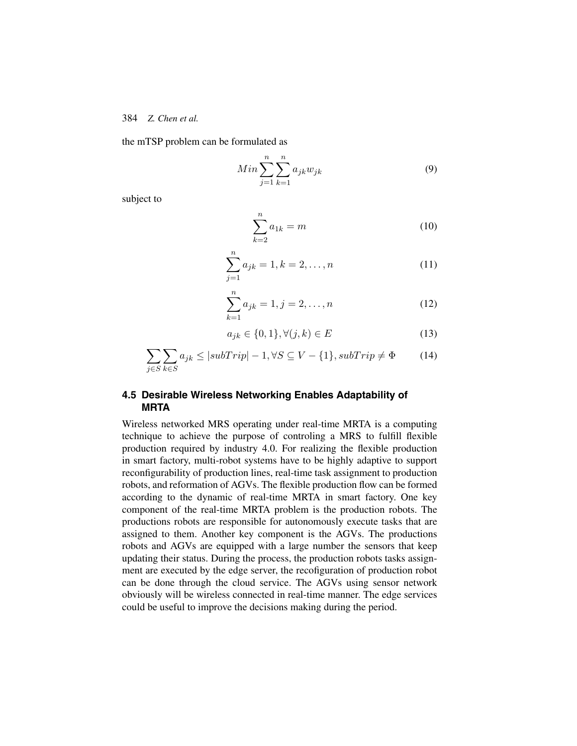the mTSP problem can be formulated as

$$Min \sum_{j=1}^{n} \sum_{k=1}^{n} a_{jk} w_{jk} \tag{9}$$

subject to

$$\sum_{k=2}^{n} a_{1k} = m \tag{10}$$

$$\sum_{j=1}^{n} a_{jk} = 1, k = 2, \ldots, n \tag{11}$$

$$\sum_{k=1}^{n} a_{jk} = 1, j = 2, \ldots, n \tag{12}$$

$$a_{jk} \in \{0, 1\}, \forall (j, k) \in E \tag{13}$$

$$\sum_{j \in S} \sum_{k \in S} a_{jk} \leq |subTrip| - 1, \forall S \subseteq V - \{1\}, subTrip \neq \Phi \tag{14}$$

### 4.5 Desirable Wireless Networking Enables Adaptability of MRTA

Wireless networked MRS operating under real-time MRTA is a computing technique to achieve the purpose of controling a MRS to fulfill flexible production required by industry 4.0. For realizing the flexible production in smart factory, multi-robot systems have to be highly adaptive to support reconfigurability of production lines, real-time task assignment to production robots, and reformation of AGVs. The flexible production flow can be formed according to the dynamic of real-time MRTA in smart factory. One key component of the real-time MRTA problem is the production robots. The productions robots are responsible for autonomously execute tasks that are assigned to them. Another key component is the AGVs. The productions robots and AGVs are equipped with a large number the sensors that keep updating their status. During the process, the production robots tasks assignment are executed by the edge server, the recofiguration of production robot can be done through the cloud service. The AGVs using sensor network obviously will be wireless connected in real-time manner. The edge services could be useful to improve the decisions making during the period.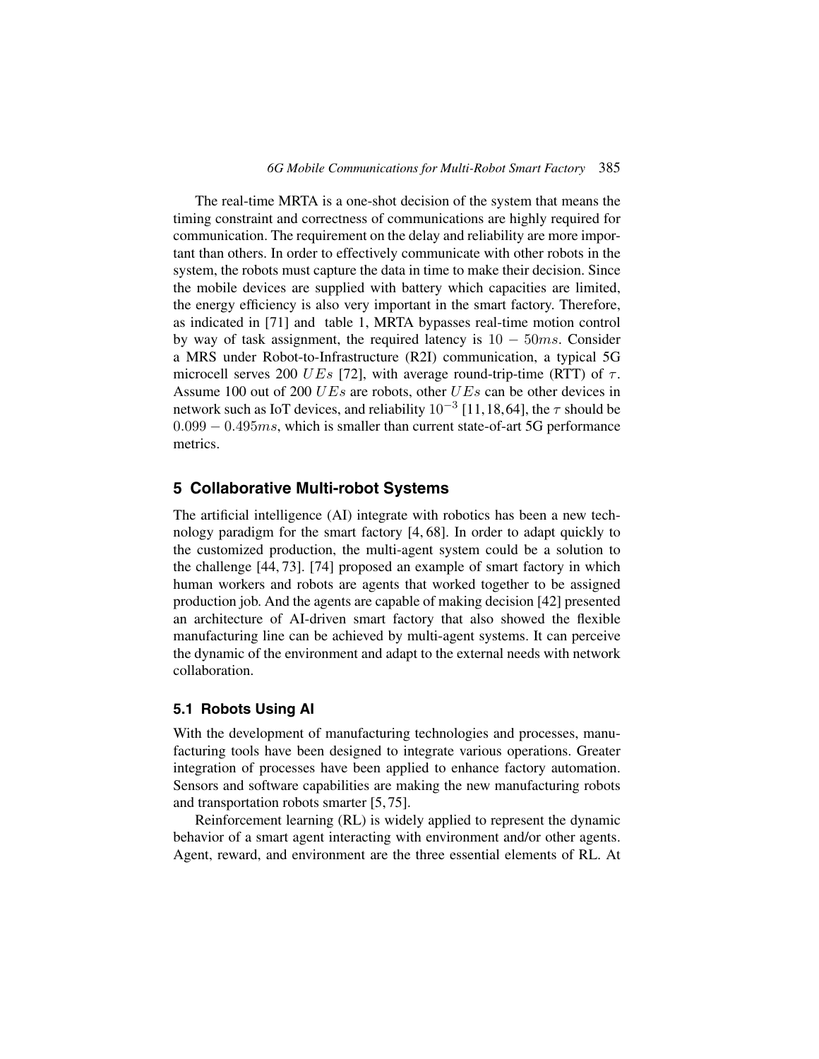The real-time MRTA is a one-shot decision of the system that means the timing constraint and correctness of communications are highly required for communication. The requirement on the delay and reliability are more important than others. In order to effectively communicate with other robots in the system, the robots must capture the data in time to make their decision. Since the mobile devices are supplied with battery which capacities are limited, the energy efficiency is also very important in the smart factory. Therefore, as indicated in [71] and table 1, MRTA bypasses real-time motion control by way of task assignment, the required latency is $10 - 50ms$. Consider a MRS under Robot-to-Infrastructure (R2I) communication, a typical 5G microcell serves 200 $UEs$ [72], with average round-trip-time (RTT) of $\tau$. Assume 100 out of 200 $UEs$ are robots, other $UEs$ can be other devices in network such as IoT devices, and reliability $10^{-3}$ [11, 18, 64], the $\tau$ should be $0.099 - 0.495ms$, which is smaller than current state-of-art 5G performance metrics.

## 5 Collaborative Multi-robot Systems

The artificial intelligence (AI) integrate with robotics has been a new technology paradigm for the smart factory [4, 68]. In order to adapt quickly to the customized production, the multi-agent system could be a solution to the challenge [44, 73]. [74] proposed an example of smart factory in which human workers and robots are agents that worked together to be assigned production job. And the agents are capable of making decision [42] presented an architecture of AI-driven smart factory that also showed the flexible manufacturing line can be achieved by multi-agent systems. It can perceive the dynamic of the environment and adapt to the external needs with network collaboration.

### 5.1 Robots Using AI

With the development of manufacturing technologies and processes, manufacturing tools have been designed to integrate various operations. Greater integration of processes have been applied to enhance factory automation. Sensors and software capabilities are making the new manufacturing robots and transportation robots smarter [5, 75].

Reinforcement learning (RL) is widely applied to represent the dynamic behavior of a smart agent interacting with environment and/or other agents. Agent, reward, and environment are the three essential elements of RL. At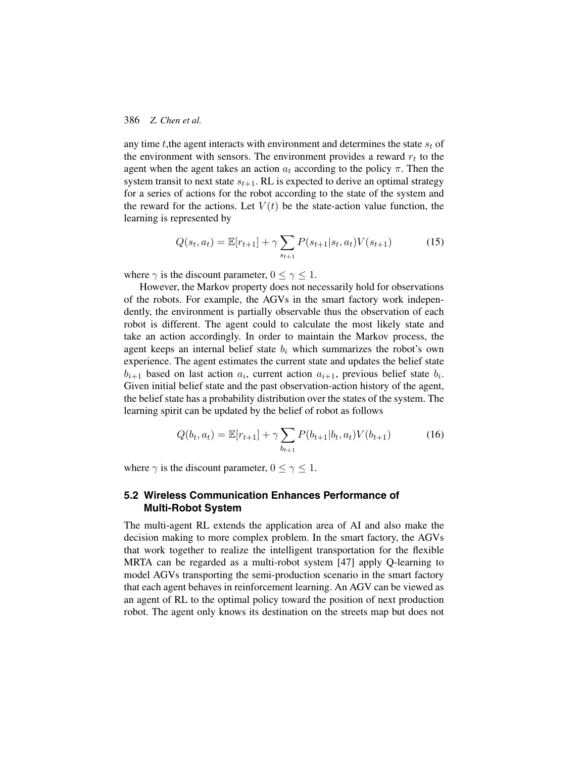any time $t$,the agent interacts with environment and determines the state $s_t$ of the environment with sensors. The environment provides a reward $r_t$ to the agent when the agent takes an action $a_t$ according to the policy $\pi$. Then the system transit to next state $s_{t+1}$. RL is expected to derive an optimal strategy for a series of actions for the robot according to the state of the system and the reward for the actions. Let $V(t)$ be the state-action value function, the learning is represented by

$$Q(s_t, a_t) = \mathbb{E}[r_{t+1}] + \gamma \sum_{s_{t+1}} P(s_{t+1}|s_t, a_t)V(s_{t+1}) \tag{15}$$

where $\gamma$ is the discount parameter, $0 \leq \gamma \leq 1$.

However, the Markov property does not necessarily hold for observations of the robots. For example, the AGVs in the smart factory work independently, the environment is partially observable thus the observation of each robot is different. The agent could to calculate the most likely state and take an action accordingly. In order to maintain the Markov process, the agent keeps an internal belief state $b_i$ which summarizes the robot's own experience. The agent estimates the current state and updates the belief state $b_{i+1}$ based on last action $a_i$, current action $a_{i+1}$, previous belief state $b_i$. Given initial belief state and the past observation-action history of the agent, the belief state has a probability distribution over the states of the system. The learning spirit can be updated by the belief of robot as follows

$$Q(b_t, a_t) = \mathbb{E}[r_{t+1}] + \gamma \sum_{b_{t+1}} P(b_{t+1}|b_t, a_t)V(b_{t+1}) \tag{16}$$

where $\gamma$ is the discount parameter, $0 \leq \gamma \leq 1$.

### 5.2 Wireless Communication Enhances Performance of Multi-Robot System

The multi-agent RL extends the application area of AI and also make the decision making to more complex problem. In the smart factory, the AGVs that work together to realize the intelligent transportation for the flexible MRTA can be regarded as a multi-robot system [47] apply Q-learning to model AGVs transporting the semi-production scenario in the smart factory that each agent behaves in reinforcement learning. An AGV can be viewed as an agent of RL to the optimal policy toward the position of next production robot. The agent only knows its destination on the streets map but does not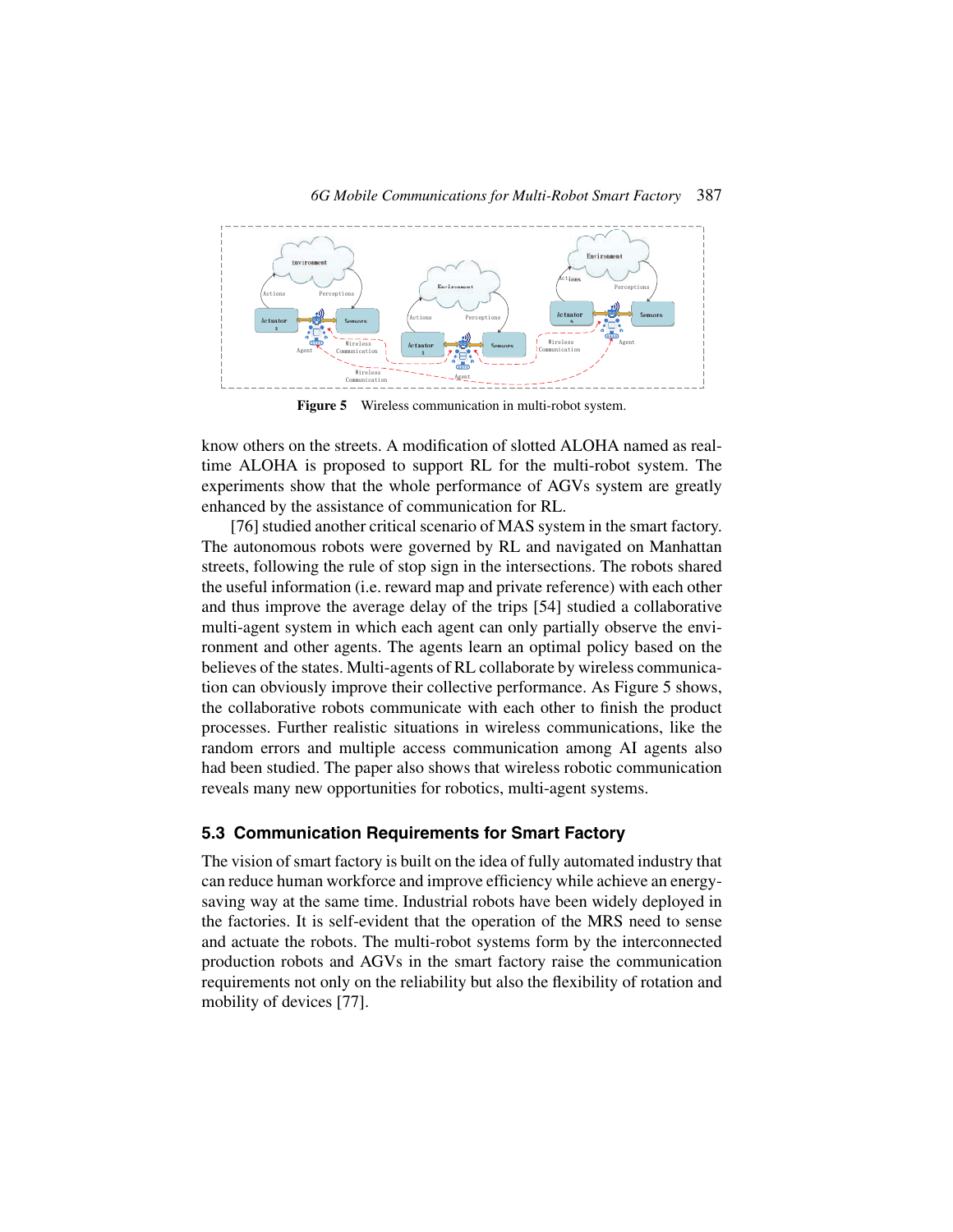**Figure 5** Wireless communication in multi-robot system.

know others on the streets. A modification of slotted ALOHA named as real-time ALOHA is proposed to support RL for the multi-robot system. The experiments show that the whole performance of AGVs system are greatly enhanced by the assistance of communication for RL.

[76] studied another critical scenario of MAS system in the smart factory. The autonomous robots were governed by RL and navigated on Manhattan streets, following the rule of stop sign in the intersections. The robots shared the useful information (i.e. reward map and private reference) with each other and thus improve the average delay of the trips [54] studied a collaborative multi-agent system in which each agent can only partially observe the environment and other agents. The agents learn an optimal policy based on the believes of the states. Multi-agents of RL collaborate by wireless communication can obviously improve their collective performance. As Figure 5 shows, the collaborative robots communicate with each other to finish the product processes. Further realistic situations in wireless communications, like the random errors and multiple access communication among AI agents also had been studied. The paper also shows that wireless robotic communication reveals many new opportunities for robotics, multi-agent systems.

### 5.3 Communication Requirements for Smart Factory

The vision of smart factory is built on the idea of fully automated industry that can reduce human workforce and improve efficiency while achieve an energy-saving way at the same time. Industrial robots have been widely deployed in the factories. It is self-evident that the operation of the MRS need to sense and actuate the robots. The multi-robot systems form by the interconnected production robots and AGVs in the smart factory raise the communication requirements not only on the reliability but also the flexibility of rotation and mobility of devices [77].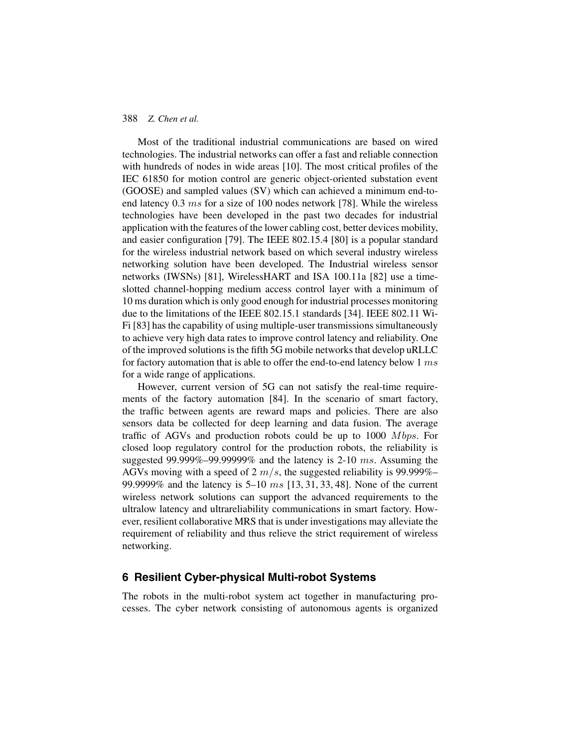Most of the traditional industrial communications are based on wired technologies. The industrial networks can offer a fast and reliable connection with hundreds of nodes in wide areas [10]. The most critical profiles of the IEC 61850 for motion control are generic object-oriented substation event (GOOSE) and sampled values (SV) which can achieved a minimum end-to-end latency 0.3 $ms$ for a size of 100 nodes network [78]. While the wireless technologies have been developed in the past two decades for industrial application with the features of the lower cabling cost, better devices mobility, and easier configuration [79]. The IEEE 802.15.4 [80] is a popular standard for the wireless industrial network based on which several industry wireless networking solution have been developed. The Industrial wireless sensor networks (IWSNs) [81], WirelessHART and ISA 100.11a [82] use a time-slotted channel-hopping medium access control layer with a minimum of 10 ms duration which is only good enough for industrial processes monitoring due to the limitations of the IEEE 802.15.1 standards [34]. IEEE 802.11 Wi-Fi [83] has the capability of using multiple-user transmissions simultaneously to achieve very high data rates to improve control latency and reliability. One of the improved solutions is the fifth 5G mobile networks that develop uRLLC for factory automation that is able to offer the end-to-end latency below 1 $ms$ for a wide range of applications.

However, current version of 5G can not satisfy the real-time requirements of the factory automation [84]. In the scenario of smart factory, the traffic between agents are reward maps and policies. There are also sensors data be collected for deep learning and data fusion. The average traffic of AGVs and production robots could be up to 1000 $Mbps$. For closed loop regulatory control for the production robots, the reliability is suggested 99.999%–99.99999% and the latency is 2-10 $ms$. Assuming the AGVs moving with a speed of 2 $m/s$, the suggested reliability is 99.999%–99.9999% and the latency is 5–10 $ms$ [13, 31, 33, 48]. None of the current wireless network solutions can support the advanced requirements to the ultralow latency and ultrareliability communications in smart factory. However, resilient collaborative MRS that is under investigations may alleviate the requirement of reliability and thus relieve the strict requirement of wireless networking.

## 6 Resilient Cyber-physical Multi-robot Systems

The robots in the multi-robot system act together in manufacturing processes. The cyber network consisting of autonomous agents is organized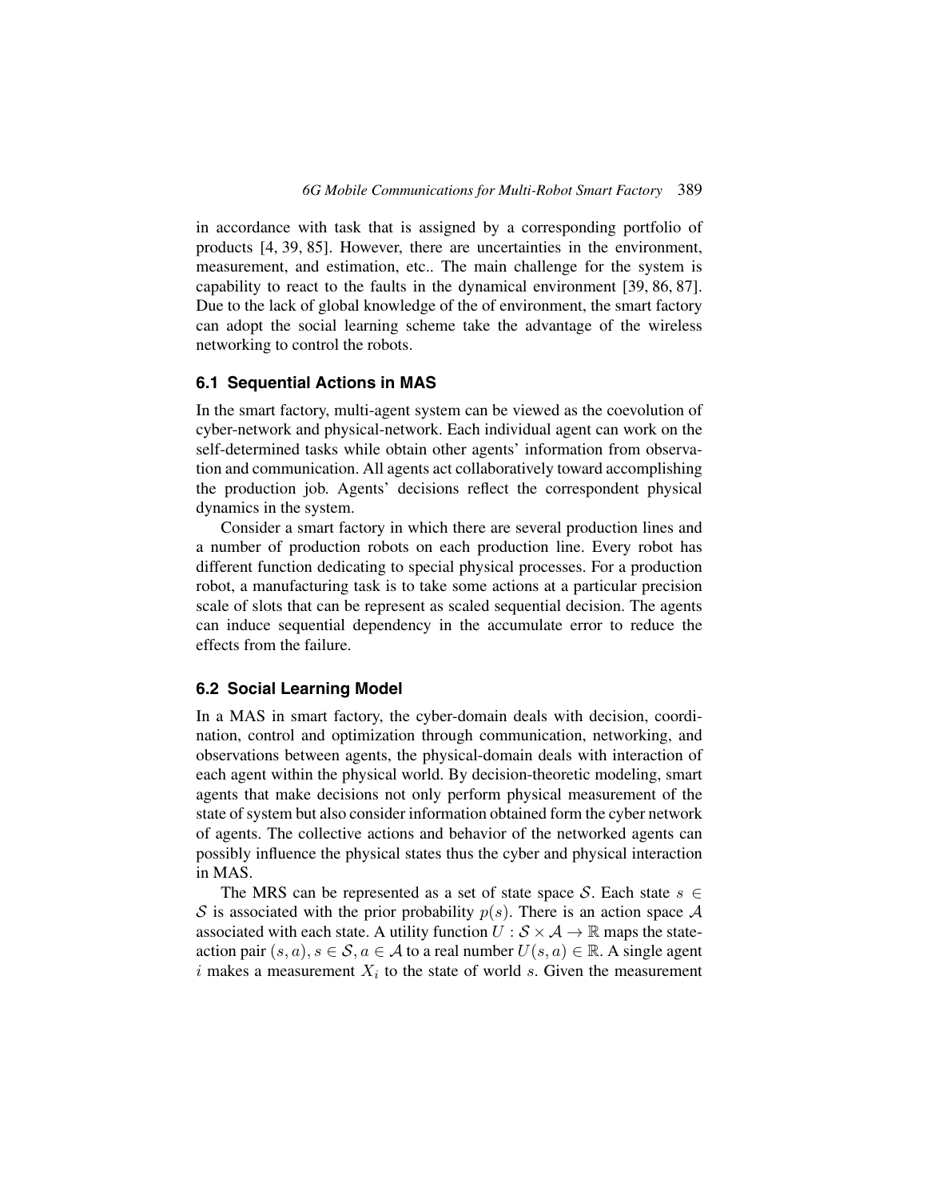in accordance with task that is assigned by a corresponding portfolio of products [4, 39, 85]. However, there are uncertainties in the environment, measurement, and estimation, etc.. The main challenge for the system is capability to react to the faults in the dynamical environment [39, 86, 87]. Due to the lack of global knowledge of the of environment, the smart factory can adopt the social learning scheme take the advantage of the wireless networking to control the robots.

## 6.1 Sequential Actions in MAS

In the smart factory, multi-agent system can be viewed as the coevolution of cyber-network and physical-network. Each individual agent can work on the self-determined tasks while obtain other agents' information from observation and communication. All agents act collaboratively toward accomplishing the production job. Agents' decisions reflect the correspondent physical dynamics in the system.

Consider a smart factory in which there are several production lines and a number of production robots on each production line. Every robot has different function dedicating to special physical processes. For a production robot, a manufacturing task is to take some actions at a particular precision scale of slots that can be represent as scaled sequential decision. The agents can induce sequential dependency in the accumulate error to reduce the effects from the failure.

## 6.2 Social Learning Model

In a MAS in smart factory, the cyber-domain deals with decision, coordination, control and optimization through communication, networking, and observations between agents, the physical-domain deals with interaction of each agent within the physical world. By decision-theoretic modeling, smart agents that make decisions not only perform physical measurement of the state of system but also consider information obtained form the cyber network of agents. The collective actions and behavior of the networked agents can possibly influence the physical states thus the cyber and physical interaction in MAS.

The MRS can be represented as a set of state space $\mathcal{S}$. Each state $s \in \mathcal{S}$ is associated with the prior probability $p(s)$. There is an action space $\mathcal{A}$ associated with each state. A utility function $U : \mathcal{S} \times \mathcal{A} \rightarrow \mathbb{R}$ maps the state-action pair $(s, a), s \in \mathcal{S}, a \in \mathcal{A}$ to a real number $U(s, a) \in \mathbb{R}$. A single agent $i$ makes a measurement $X_i$ to the state of world $s$. Given the measurement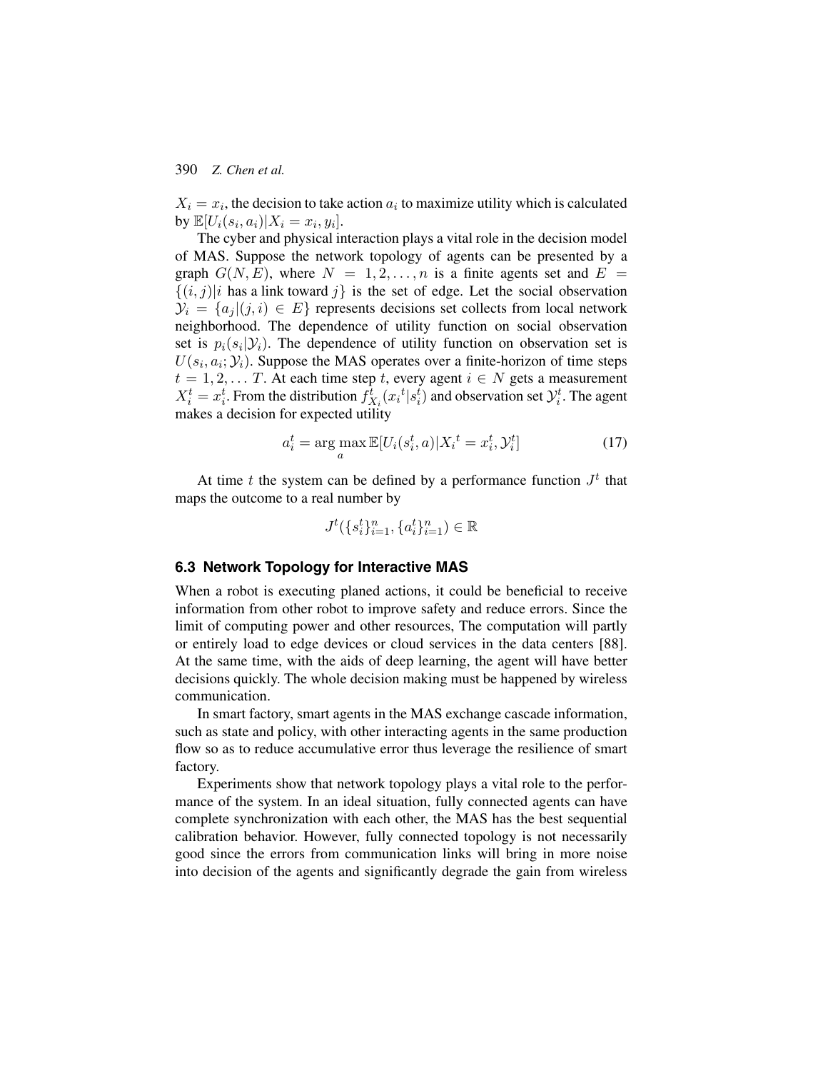$X_i = x_i$, the decision to take action $a_i$ to maximize utility which is calculated by $\mathbb{E}[U_i(s_i, a_i)|X_i = x_i, y_i]$.

The cyber and physical interaction plays a vital role in the decision model of MAS. Suppose the network topology of agents can be presented by a graph $G(N, E)$, where $N = 1, 2, \ldots, n$ is a finite agents set and $E = \{(i, j)|i$ has a link toward $j\}$ is the set of edge. Let the social observation $\mathcal{Y}_i = \{a_j|(j, i) \in E\}$ represents decisions set collects from local network neighborhood. The dependence of utility function on social observation set is $p_i(s_i|\mathcal{Y}_i)$. The dependence of utility function on observation set is $U(s_i, a_i; \mathcal{Y}_i)$. Suppose the MAS operates over a finite-horizon of time steps $t = 1, 2, \ldots T$. At each time step $t$, every agent $i \in N$ gets a measurement $X_i^t = x_i^t$. From the distribution $f_{X_i}^t({x_i}^t|s_i^t)$ and observation set $\mathcal{Y}_i^t$. The agent makes a decision for expected utility

$$a_i^t = \arg\max_a \mathbb{E}[U_i(s_i^t, a)|{X_i}^t = x_i^t, \mathcal{Y}_i^t] \tag{17}$$

At time $t$ the system can be defined by a performance function $J^t$ that maps the outcome to a real number by

$$J^t(\{s_i^t\}_{i=1}^n, \{a_i^t\}_{i=1}^n) \in \mathbb{R}$$

### 6.3 Network Topology for Interactive MAS

When a robot is executing planed actions, it could be beneficial to receive information from other robot to improve safety and reduce errors. Since the limit of computing power and other resources, The computation will partly or entirely load to edge devices or cloud services in the data centers [88]. At the same time, with the aids of deep learning, the agent will have better decisions quickly. The whole decision making must be happened by wireless communication.

In smart factory, smart agents in the MAS exchange cascade information, such as state and policy, with other interacting agents in the same production flow so as to reduce accumulative error thus leverage the resilience of smart factory.

Experiments show that network topology plays a vital role to the performance of the system. In an ideal situation, fully connected agents can have complete synchronization with each other, the MAS has the best sequential calibration behavior. However, fully connected topology is not necessarily good since the errors from communication links will bring in more noise into decision of the agents and significantly degrade the gain from wireless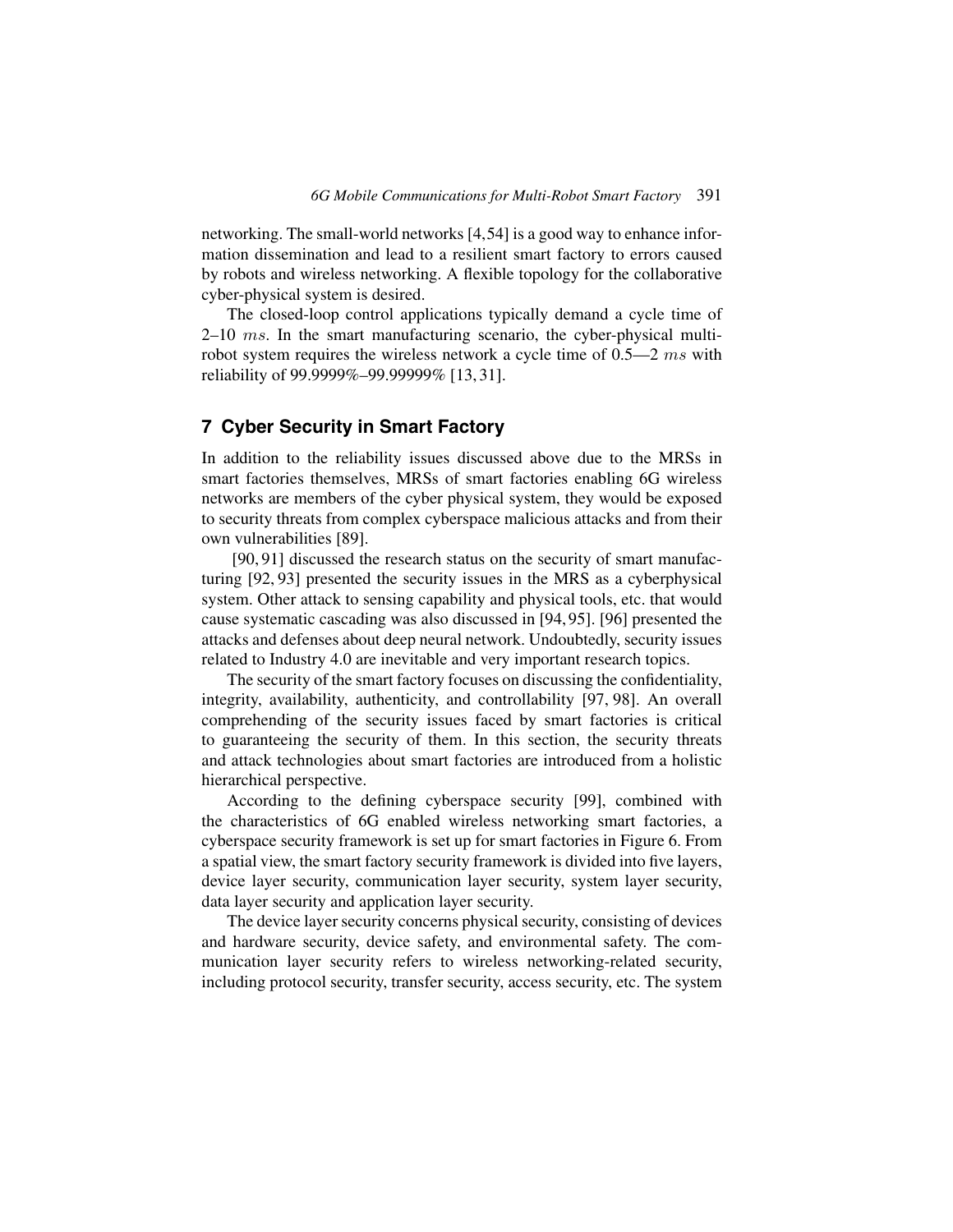networking. The small-world networks [4,54] is a good way to enhance information dissemination and lead to a resilient smart factory to errors caused by robots and wireless networking. A flexible topology for the collaborative cyber-physical system is desired.

The closed-loop control applications typically demand a cycle time of 2–10 $ms$. In the smart manufacturing scenario, the cyber-physical multi-robot system requires the wireless network a cycle time of 0.5—2 $ms$ with reliability of 99.9999%–99.99999% [13, 31].

## 7 Cyber Security in Smart Factory

In addition to the reliability issues discussed above due to the MRSs in smart factories themselves, MRSs of smart factories enabling 6G wireless networks are members of the cyber physical system, they would be exposed to security threats from complex cyberspace malicious attacks and from their own vulnerabilities [89].

[90, 91] discussed the research status on the security of smart manufacturing [92, 93] presented the security issues in the MRS as a cyberphysical system. Other attack to sensing capability and physical tools, etc. that would cause systematic cascading was also discussed in [94, 95]. [96] presented the attacks and defenses about deep neural network. Undoubtedly, security issues related to Industry 4.0 are inevitable and very important research topics.

The security of the smart factory focuses on discussing the confidentiality, integrity, availability, authenticity, and controllability [97, 98]. An overall comprehending of the security issues faced by smart factories is critical to guaranteeing the security of them. In this section, the security threats and attack technologies about smart factories are introduced from a holistic hierarchical perspective.

According to the defining cyberspace security [99], combined with the characteristics of 6G enabled wireless networking smart factories, a cyberspace security framework is set up for smart factories in Figure 6. From a spatial view, the smart factory security framework is divided into five layers, device layer security, communication layer security, system layer security, data layer security and application layer security.

The device layer security concerns physical security, consisting of devices and hardware security, device safety, and environmental safety. The communication layer security refers to wireless networking-related security, including protocol security, transfer security, access security, etc. The system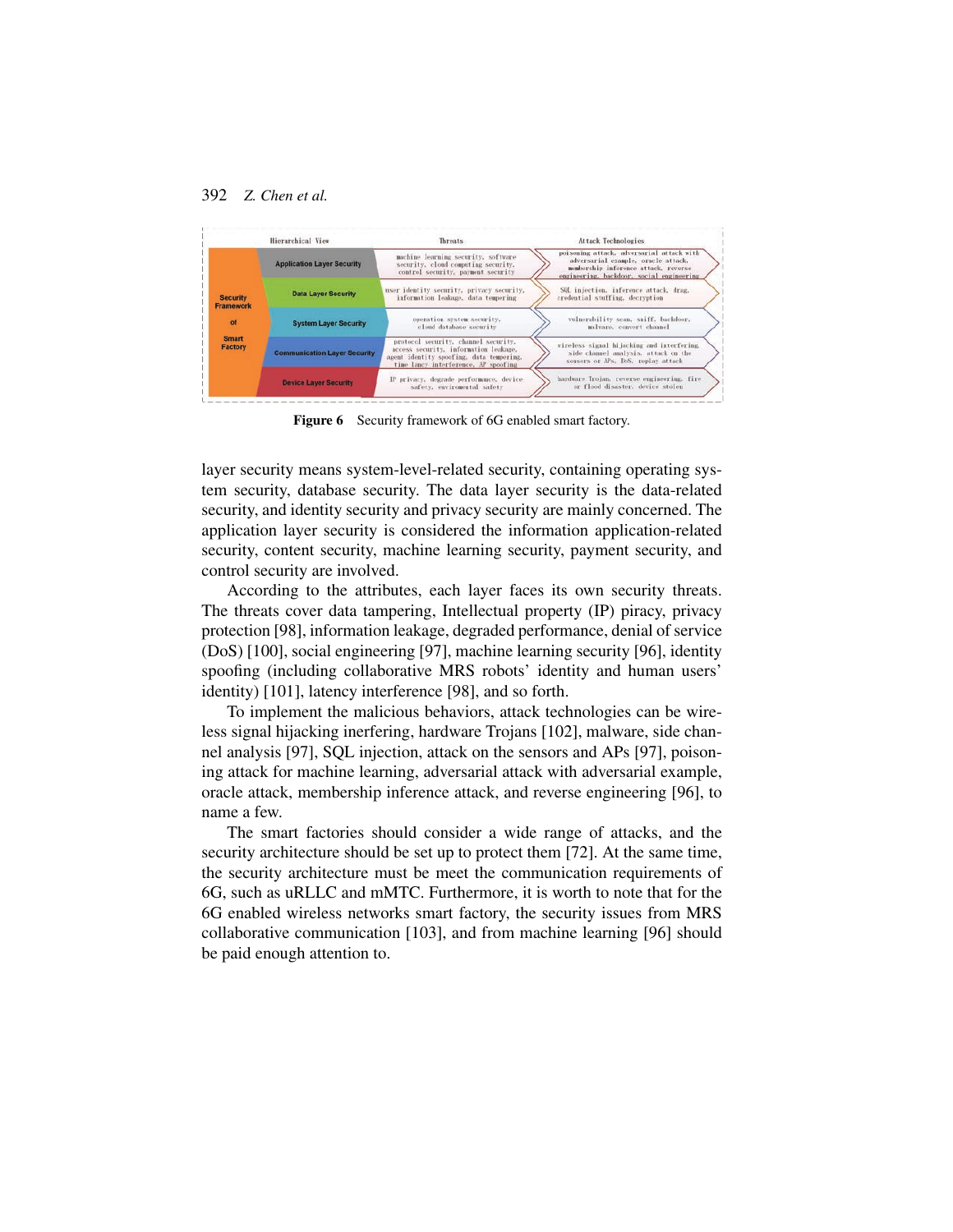| Hierarchical View | | Threats | Attack Technologies |
|---|---|---|---|
| Security Framework of Smart Factory | Application Layer Security | machine learning security, software security, cloud computing security, control security, payment security | poisoning attack, adversarial attack with adversarial example, oracle attack, membership inference attack, reverse engineering, backdoor, social engineering |
| | Data Layer Security | user identity security, privacy security, information leakage, data tempering | SQL injection, inference attack, drag, credential stuffing, decryption |
| | System Layer Security | operation system security, cloud database security | vulnerability scan, sniff, backdoor, malware, convert channel |
| | Communication Layer Security | protocol security, channel security, access security, information leakage, agent identity spoofing, data tempering, time lance interference, AP spoofing | wireless signal hijacking and interfering, side channel analysis, attack on the sensors or APs, DoS, replay attack |
| | Device Layer Security | IP privacy, degrade performance, device safety, environmental safety | hardware Trojan, reverse engineering, fire or flood disaster, device stolen |

**Figure 6** Security framework of 6G enabled smart factory.

layer security means system-level-related security, containing operating system security, database security. The data layer security is the data-related security, and identity security and privacy security are mainly concerned. The application layer security is considered the information application-related security, content security, machine learning security, payment security, and control security are involved.

According to the attributes, each layer faces its own security threats. The threats cover data tampering, Intellectual property (IP) piracy, privacy protection [98], information leakage, degraded performance, denial of service (DoS) [100], social engineering [97], machine learning security [96], identity spoofing (including collaborative MRS robots' identity and human users' identity) [101], latency interference [98], and so forth.

To implement the malicious behaviors, attack technologies can be wireless signal hijacking inerfering, hardware Trojans [102], malware, side channel analysis [97], SQL injection, attack on the sensors and APs [97], poisoning attack for machine learning, adversarial attack with adversarial example, oracle attack, membership inference attack, and reverse engineering [96], to name a few.

The smart factories should consider a wide range of attacks, and the security architecture should be set up to protect them [72]. At the same time, the security architecture must be meet the communication requirements of 6G, such as uRLLC and mMTC. Furthermore, it is worth to note that for the 6G enabled wireless networks smart factory, the security issues from MRS collaborative communication [103], and from machine learning [96] should be paid enough attention to.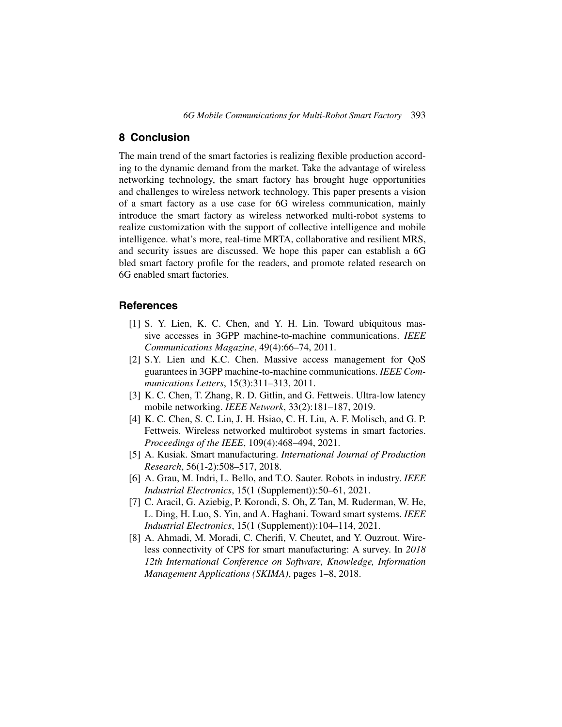## 8 Conclusion

The main trend of the smart factories is realizing flexible production according to the dynamic demand from the market. Take the advantage of wireless networking technology, the smart factory has brought huge opportunities and challenges to wireless network technology. This paper presents a vision of a smart factory as a use case for 6G wireless communication, mainly introduce the smart factory as wireless networked multi-robot systems to realize customization with the support of collective intelligence and mobile intelligence. what's more, real-time MRTA, collaborative and resilient MRS, and security issues are discussed. We hope this paper can establish a 6G bled smart factory profile for the readers, and promote related research on 6G enabled smart factories.

## References

[1] S. Y. Lien, K. C. Chen, and Y. H. Lin. Toward ubiquitous massive accesses in 3GPP machine-to-machine communications. *IEEE Communications Magazine*, 49(4):66–74, 2011.

[2] S.Y. Lien and K.C. Chen. Massive access management for QoS guarantees in 3GPP machine-to-machine communications. *IEEE Communications Letters*, 15(3):311–313, 2011.

[3] K. C. Chen, T. Zhang, R. D. Gitlin, and G. Fettweis. Ultra-low latency mobile networking. *IEEE Network*, 33(2):181–187, 2019.

[4] K. C. Chen, S. C. Lin, J. H. Hsiao, C. H. Liu, A. F. Molisch, and G. P. Fettweis. Wireless networked multirobot systems in smart factories. *Proceedings of the IEEE*, 109(4):468–494, 2021.

[5] A. Kusiak. Smart manufacturing. *International Journal of Production Research*, 56(1-2):508–517, 2018.

[6] A. Grau, M. Indri, L. Bello, and T.O. Sauter. Robots in industry. *IEEE Industrial Electronics*, 15(1 (Supplement)):50–61, 2021.

[7] C. Aracil, G. Aziebig, P. Korondi, S. Oh, Z Tan, M. Ruderman, W. He, L. Ding, H. Luo, S. Yin, and A. Haghani. Toward smart systems. *IEEE Industrial Electronics*, 15(1 (Supplement)):104–114, 2021.

[8] A. Ahmadi, M. Moradi, C. Cherifi, V. Cheutet, and Y. Ouzrout. Wireless connectivity of CPS for smart manufacturing: A survey. In *2018 12th International Conference on Software, Knowledge, Information Management Applications (SKIMA)*, pages 1–8, 2018.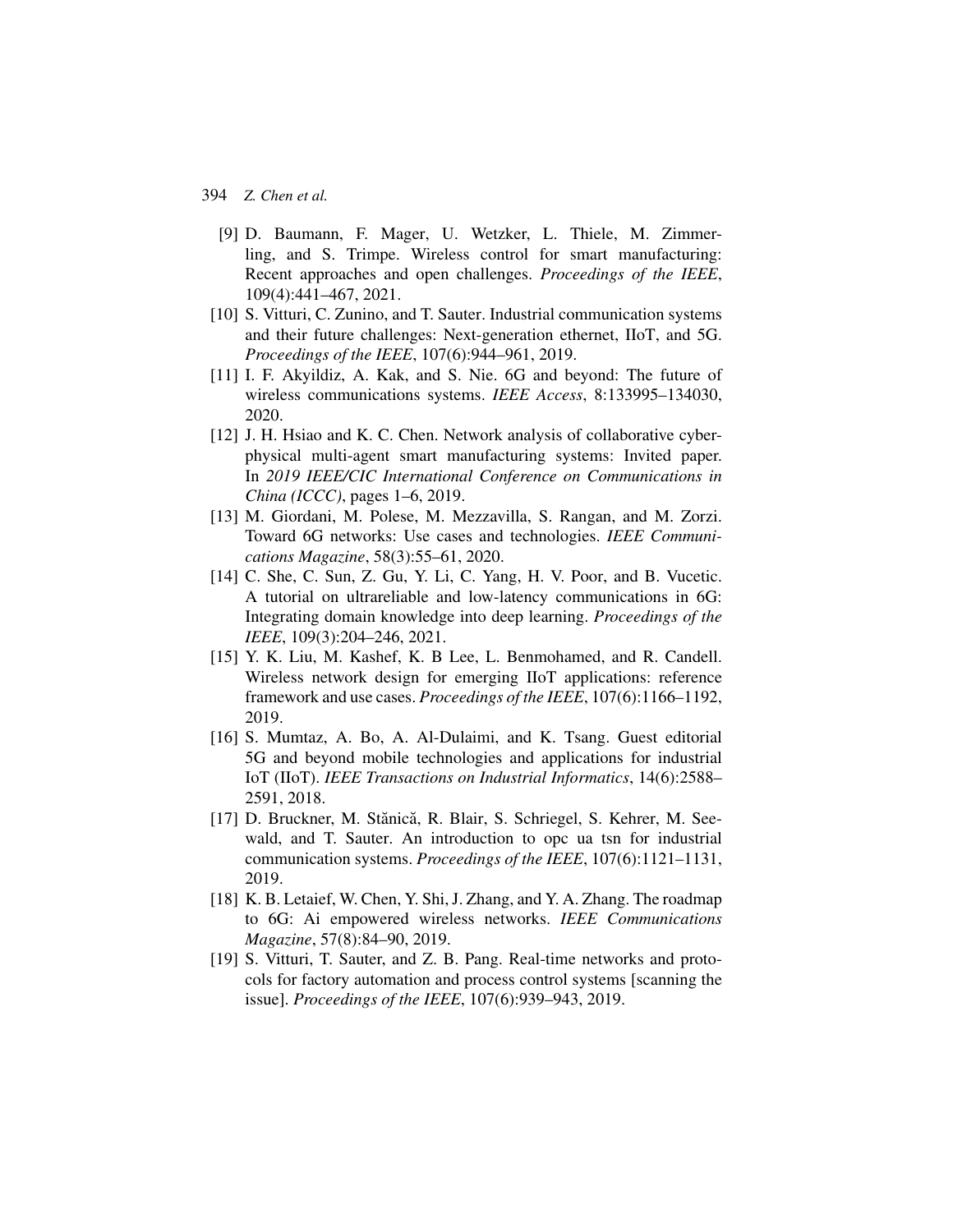[9] D. Baumann, F. Mager, U. Wetzker, L. Thiele, M. Zimmerling, and S. Trimpe. Wireless control for smart manufacturing: Recent approaches and open challenges. *Proceedings of the IEEE*, 109(4):441–467, 2021.

[10] S. Vitturi, C. Zunino, and T. Sauter. Industrial communication systems and their future challenges: Next-generation ethernet, IIoT, and 5G. *Proceedings of the IEEE*, 107(6):944–961, 2019.

[11] I. F. Akyildiz, A. Kak, and S. Nie. 6G and beyond: The future of wireless communications systems. *IEEE Access*, 8:133995–134030, 2020.

[12] J. H. Hsiao and K. C. Chen. Network analysis of collaborative cyber-physical multi-agent smart manufacturing systems: Invited paper. In *2019 IEEE/CIC International Conference on Communications in China (ICCC)*, pages 1–6, 2019.

[13] M. Giordani, M. Polese, M. Mezzavilla, S. Rangan, and M. Zorzi. Toward 6G networks: Use cases and technologies. *IEEE Communications Magazine*, 58(3):55–61, 2020.

[14] C. She, C. Sun, Z. Gu, Y. Li, C. Yang, H. V. Poor, and B. Vucetic. A tutorial on ultrareliable and low-latency communications in 6G: Integrating domain knowledge into deep learning. *Proceedings of the IEEE*, 109(3):204–246, 2021.

[15] Y. K. Liu, M. Kashef, K. B Lee, L. Benmohamed, and R. Candell. Wireless network design for emerging IIoT applications: reference framework and use cases. *Proceedings of the IEEE*, 107(6):1166–1192, 2019.

[16] S. Mumtaz, A. Bo, A. Al-Dulaimi, and K. Tsang. Guest editorial 5G and beyond mobile technologies and applications for industrial IoT (IIoT). *IEEE Transactions on Industrial Informatics*, 14(6):2588–2591, 2018.

[17] D. Bruckner, M. Stănică, R. Blair, S. Schriegel, S. Kehrer, M. Seewald, and T. Sauter. An introduction to opc ua tsn for industrial communication systems. *Proceedings of the IEEE*, 107(6):1121–1131, 2019.

[18] K. B. Letaief, W. Chen, Y. Shi, J. Zhang, and Y. A. Zhang. The roadmap to 6G: Ai empowered wireless networks. *IEEE Communications Magazine*, 57(8):84–90, 2019.

[19] S. Vitturi, T. Sauter, and Z. B. Pang. Real-time networks and protocols for factory automation and process control systems [scanning the issue]. *Proceedings of the IEEE*, 107(6):939–943, 2019.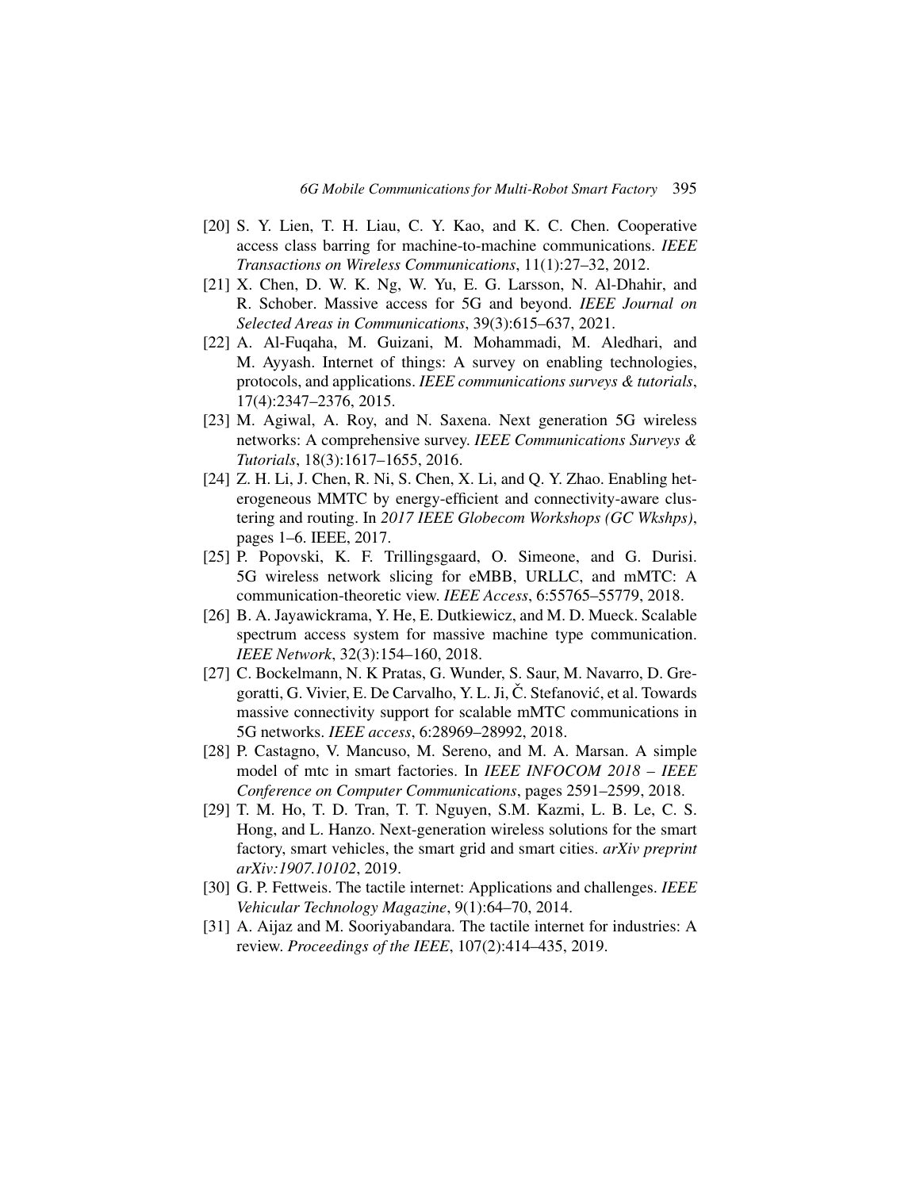[20] S. Y. Lien, T. H. Liau, C. Y. Kao, and K. C. Chen. Cooperative access class barring for machine-to-machine communications. *IEEE Transactions on Wireless Communications*, 11(1):27–32, 2012.

[21] X. Chen, D. W. K. Ng, W. Yu, E. G. Larsson, N. Al-Dhahir, and R. Schober. Massive access for 5G and beyond. *IEEE Journal on Selected Areas in Communications*, 39(3):615–637, 2021.

[22] A. Al-Fuqaha, M. Guizani, M. Mohammadi, M. Aledhari, and M. Ayyash. Internet of things: A survey on enabling technologies, protocols, and applications. *IEEE communications surveys & tutorials*, 17(4):2347–2376, 2015.

[23] M. Agiwal, A. Roy, and N. Saxena. Next generation 5G wireless networks: A comprehensive survey. *IEEE Communications Surveys & Tutorials*, 18(3):1617–1655, 2016.

[24] Z. H. Li, J. Chen, R. Ni, S. Chen, X. Li, and Q. Y. Zhao. Enabling heterogeneous MMTC by energy-efficient and connectivity-aware clustering and routing. In *2017 IEEE Globecom Workshops (GC Wkshps)*, pages 1–6. IEEE, 2017.

[25] P. Popovski, K. F. Trillingsgaard, O. Simeone, and G. Durisi. 5G wireless network slicing for eMBB, URLLC, and mMTC: A communication-theoretic view. *IEEE Access*, 6:55765–55779, 2018.

[26] B. A. Jayawickrama, Y. He, E. Dutkiewicz, and M. D. Mueck. Scalable spectrum access system for massive machine type communication. *IEEE Network*, 32(3):154–160, 2018.

[27] C. Bockelmann, N. K Pratas, G. Wunder, S. Saur, M. Navarro, D. Gregoratti, G. Vivier, E. De Carvalho, Y. L. Ji, Č. Stefanović, et al. Towards massive connectivity support for scalable mMTC communications in 5G networks. *IEEE access*, 6:28969–28992, 2018.

[28] P. Castagno, V. Mancuso, M. Sereno, and M. A. Marsan. A simple model of mtc in smart factories. In *IEEE INFOCOM 2018 – IEEE Conference on Computer Communications*, pages 2591–2599, 2018.

[29] T. M. Ho, T. D. Tran, T. T. Nguyen, S.M. Kazmi, L. B. Le, C. S. Hong, and L. Hanzo. Next-generation wireless solutions for the smart factory, smart vehicles, the smart grid and smart cities. *arXiv preprint arXiv:1907.10102*, 2019.

[30] G. P. Fettweis. The tactile internet: Applications and challenges. *IEEE Vehicular Technology Magazine*, 9(1):64–70, 2014.

[31] A. Aijaz and M. Sooriyabandara. The tactile internet for industries: A review. *Proceedings of the IEEE*, 107(2):414–435, 2019.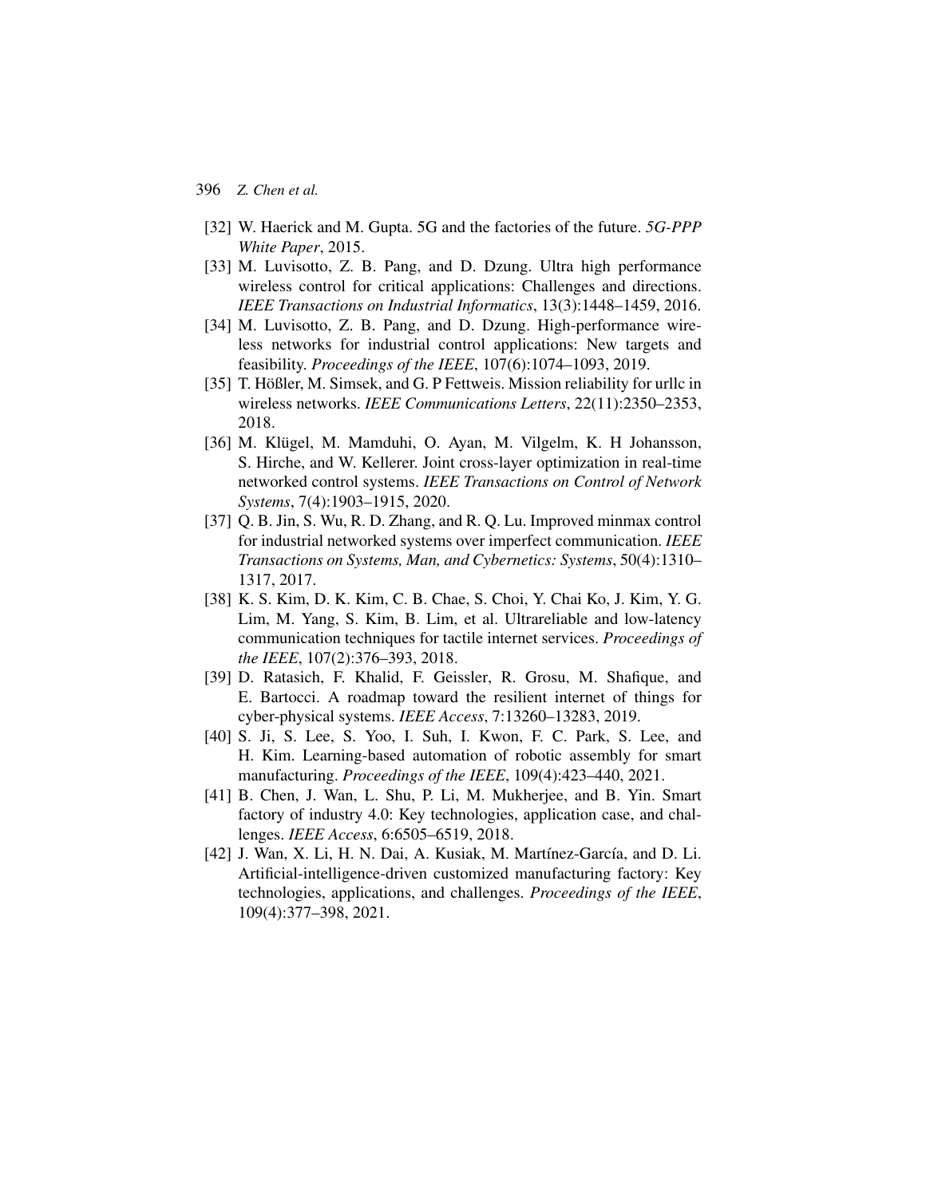[32] W. Haerick and M. Gupta. 5G and the factories of the future. *5G-PPP White Paper*, 2015.

[33] M. Luvisotto, Z. B. Pang, and D. Dzung. Ultra high performance wireless control for critical applications: Challenges and directions. *IEEE Transactions on Industrial Informatics*, 13(3):1448–1459, 2016.

[34] M. Luvisotto, Z. B. Pang, and D. Dzung. High-performance wireless networks for industrial control applications: New targets and feasibility. *Proceedings of the IEEE*, 107(6):1074–1093, 2019.

[35] T. Hößler, M. Simsek, and G. P Fettweis. Mission reliability for urllc in wireless networks. *IEEE Communications Letters*, 22(11):2350–2353, 2018.

[36] M. Klügel, M. Mamduhi, O. Ayan, M. Vilgelm, K. H Johansson, S. Hirche, and W. Kellerer. Joint cross-layer optimization in real-time networked control systems. *IEEE Transactions on Control of Network Systems*, 7(4):1903–1915, 2020.

[37] Q. B. Jin, S. Wu, R. D. Zhang, and R. Q. Lu. Improved minmax control for industrial networked systems over imperfect communication. *IEEE Transactions on Systems, Man, and Cybernetics: Systems*, 50(4):1310–1317, 2017.

[38] K. S. Kim, D. K. Kim, C. B. Chae, S. Choi, Y. Chai Ko, J. Kim, Y. G. Lim, M. Yang, S. Kim, B. Lim, et al. Ultrareliable and low-latency communication techniques for tactile internet services. *Proceedings of the IEEE*, 107(2):376–393, 2018.

[39] D. Ratasich, F. Khalid, F. Geissler, R. Grosu, M. Shafique, and E. Bartocci. A roadmap toward the resilient internet of things for cyber-physical systems. *IEEE Access*, 7:13260–13283, 2019.

[40] S. Ji, S. Lee, S. Yoo, I. Suh, I. Kwon, F. C. Park, S. Lee, and H. Kim. Learning-based automation of robotic assembly for smart manufacturing. *Proceedings of the IEEE*, 109(4):423–440, 2021.

[41] B. Chen, J. Wan, L. Shu, P. Li, M. Mukherjee, and B. Yin. Smart factory of industry 4.0: Key technologies, application case, and challenges. *IEEE Access*, 6:6505–6519, 2018.

[42] J. Wan, X. Li, H. N. Dai, A. Kusiak, M. Martínez-García, and D. Li. Artificial-intelligence-driven customized manufacturing factory: Key technologies, applications, and challenges. *Proceedings of the IEEE*, 109(4):377–398, 2021.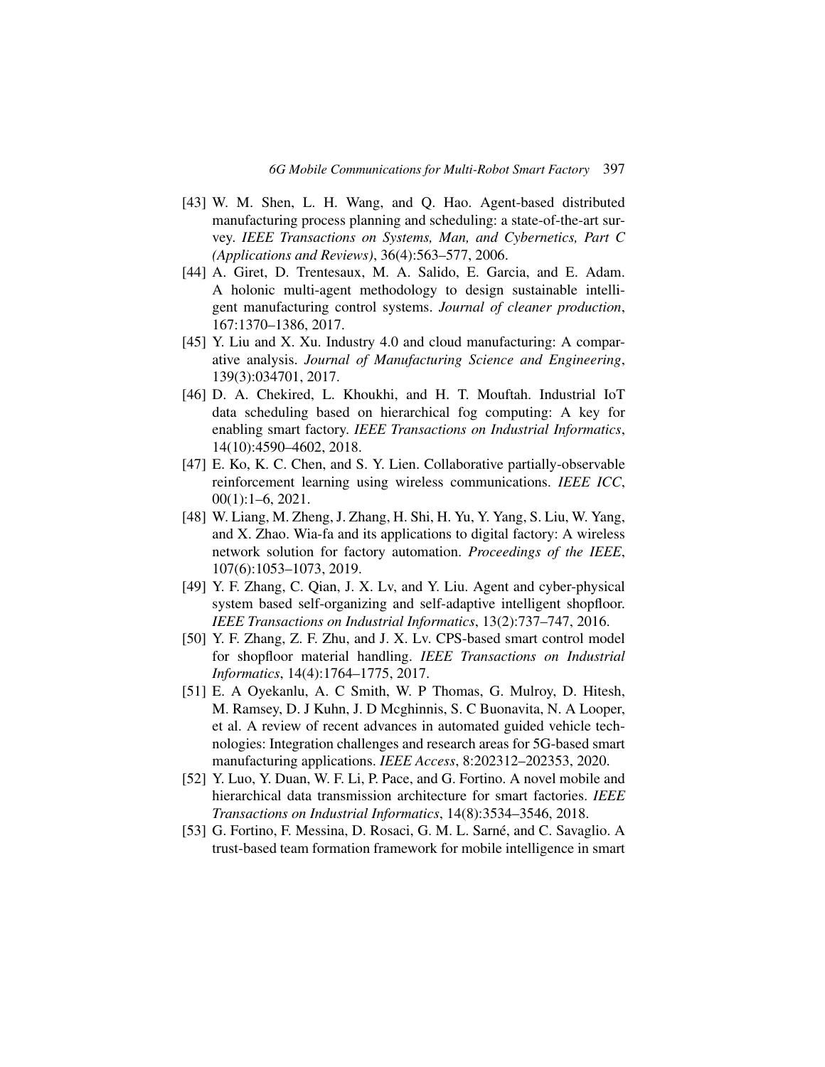[43] W. M. Shen, L. H. Wang, and Q. Hao. Agent-based distributed manufacturing process planning and scheduling: a state-of-the-art survey. *IEEE Transactions on Systems, Man, and Cybernetics, Part C (Applications and Reviews)*, 36(4):563–577, 2006.

[44] A. Giret, D. Trentesaux, M. A. Salido, E. Garcia, and E. Adam. A holonic multi-agent methodology to design sustainable intelligent manufacturing control systems. *Journal of cleaner production*, 167:1370–1386, 2017.

[45] Y. Liu and X. Xu. Industry 4.0 and cloud manufacturing: A comparative analysis. *Journal of Manufacturing Science and Engineering*, 139(3):034701, 2017.

[46] D. A. Chekired, L. Khoukhi, and H. T. Mouftah. Industrial IoT data scheduling based on hierarchical fog computing: A key for enabling smart factory. *IEEE Transactions on Industrial Informatics*, 14(10):4590–4602, 2018.

[47] E. Ko, K. C. Chen, and S. Y. Lien. Collaborative partially-observable reinforcement learning using wireless communications. *IEEE ICC*, 00(1):1–6, 2021.

[48] W. Liang, M. Zheng, J. Zhang, H. Shi, H. Yu, Y. Yang, S. Liu, W. Yang, and X. Zhao. Wia-fa and its applications to digital factory: A wireless network solution for factory automation. *Proceedings of the IEEE*, 107(6):1053–1073, 2019.

[49] Y. F. Zhang, C. Qian, J. X. Lv, and Y. Liu. Agent and cyber-physical system based self-organizing and self-adaptive intelligent shopfloor. *IEEE Transactions on Industrial Informatics*, 13(2):737–747, 2016.

[50] Y. F. Zhang, Z. F. Zhu, and J. X. Lv. CPS-based smart control model for shopfloor material handling. *IEEE Transactions on Industrial Informatics*, 14(4):1764–1775, 2017.

[51] E. A Oyekanlu, A. C Smith, W. P Thomas, G. Mulroy, D. Hitesh, M. Ramsey, D. J Kuhn, J. D Mcghinnis, S. C Buonavita, N. A Looper, et al. A review of recent advances in automated guided vehicle technologies: Integration challenges and research areas for 5G-based smart manufacturing applications. *IEEE Access*, 8:202312–202353, 2020.

[52] Y. Luo, Y. Duan, W. F. Li, P. Pace, and G. Fortino. A novel mobile and hierarchical data transmission architecture for smart factories. *IEEE Transactions on Industrial Informatics*, 14(8):3534–3546, 2018.

[53] G. Fortino, F. Messina, D. Rosaci, G. M. L. Sarné, and C. Savaglio. A trust-based team formation framework for mobile intelligence in smart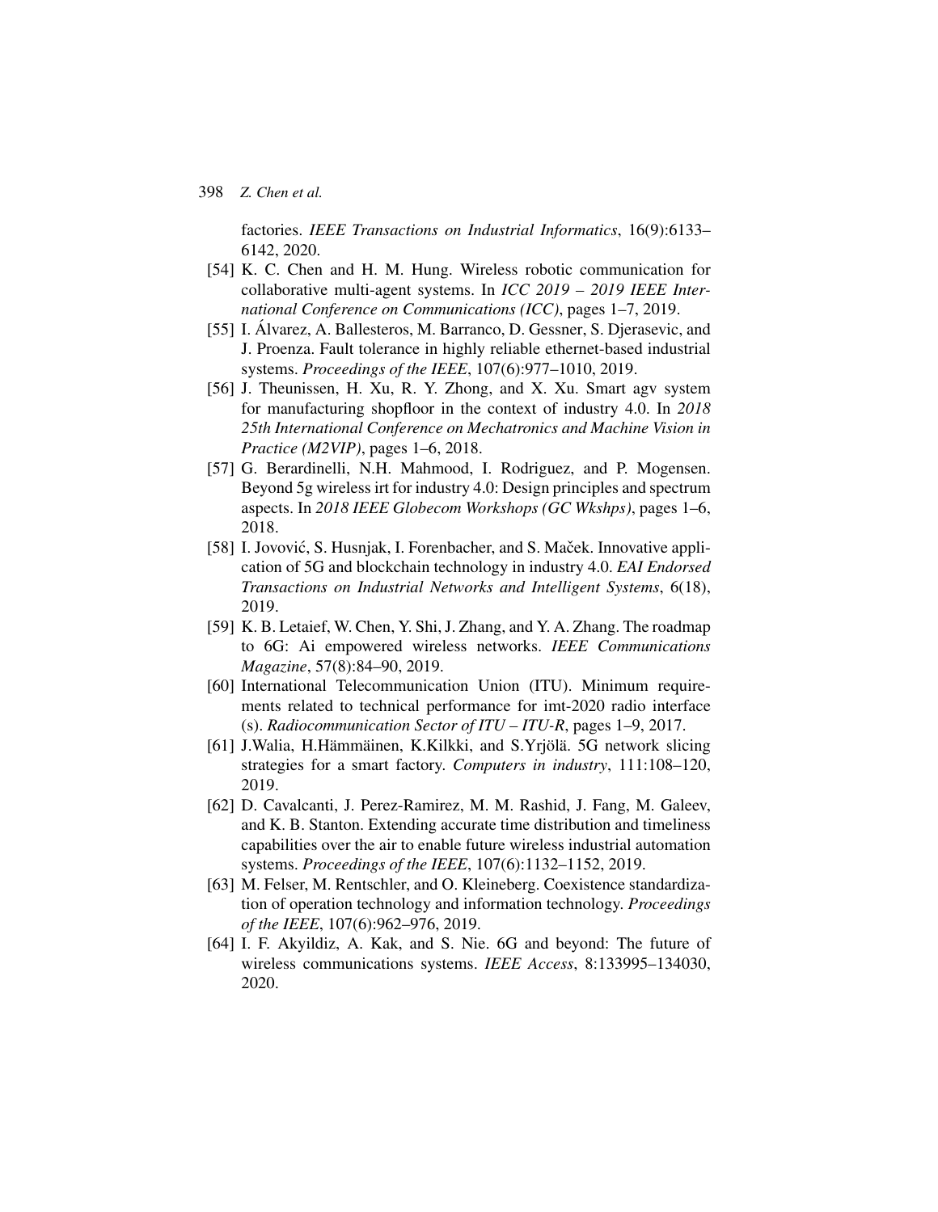factories. *IEEE Transactions on Industrial Informatics*, 16(9):6133–6142, 2020.

[54] K. C. Chen and H. M. Hung. Wireless robotic communication for collaborative multi-agent systems. In *ICC 2019 – 2019 IEEE International Conference on Communications (ICC)*, pages 1–7, 2019.

[55] I. Álvarez, A. Ballesteros, M. Barranco, D. Gessner, S. Djerasevic, and J. Proenza. Fault tolerance in highly reliable ethernet-based industrial systems. *Proceedings of the IEEE*, 107(6):977–1010, 2019.

[56] J. Theunissen, H. Xu, R. Y. Zhong, and X. Xu. Smart agv system for manufacturing shopfloor in the context of industry 4.0. In *2018 25th International Conference on Mechatronics and Machine Vision in Practice (M2VIP)*, pages 1–6, 2018.

[57] G. Berardinelli, N.H. Mahmood, I. Rodriguez, and P. Mogensen. Beyond 5g wireless irt for industry 4.0: Design principles and spectrum aspects. In *2018 IEEE Globecom Workshops (GC Wkshps)*, pages 1–6, 2018.

[58] I. Jovović, S. Husnjak, I. Forenbacher, and S. Maček. Innovative application of 5G and blockchain technology in industry 4.0. *EAI Endorsed Transactions on Industrial Networks and Intelligent Systems*, 6(18), 2019.

[59] K. B. Letaief, W. Chen, Y. Shi, J. Zhang, and Y. A. Zhang. The roadmap to 6G: Ai empowered wireless networks. *IEEE Communications Magazine*, 57(8):84–90, 2019.

[60] International Telecommunication Union (ITU). Minimum requirements related to technical performance for imt-2020 radio interface (s). *Radiocommunication Sector of ITU – ITU-R*, pages 1–9, 2017.

[61] J.Walia, H.Hämmäinen, K.Kilkki, and S.Yrjölä. 5G network slicing strategies for a smart factory. *Computers in industry*, 111:108–120, 2019.

[62] D. Cavalcanti, J. Perez-Ramirez, M. M. Rashid, J. Fang, M. Galeev, and K. B. Stanton. Extending accurate time distribution and timeliness capabilities over the air to enable future wireless industrial automation systems. *Proceedings of the IEEE*, 107(6):1132–1152, 2019.

[63] M. Felser, M. Rentschler, and O. Kleineberg. Coexistence standardization of operation technology and information technology. *Proceedings of the IEEE*, 107(6):962–976, 2019.

[64] I. F. Akyildiz, A. Kak, and S. Nie. 6G and beyond: The future of wireless communications systems. *IEEE Access*, 8:133995–134030, 2020.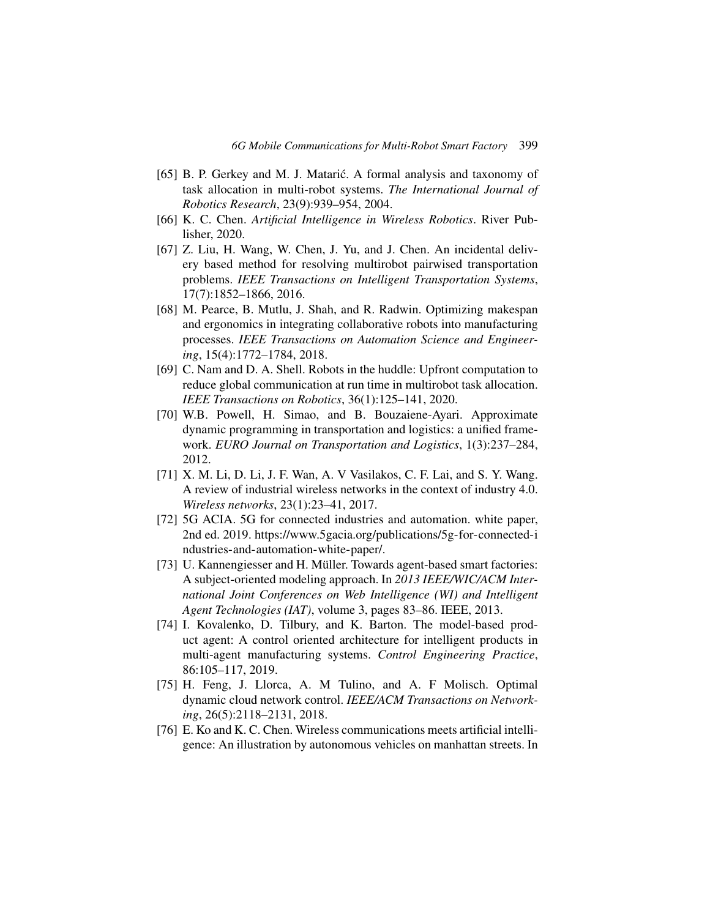[65] B. P. Gerkey and M. J. Matarić. A formal analysis and taxonomy of task allocation in multi-robot systems. *The International Journal of Robotics Research*, 23(9):939–954, 2004.

[66] K. C. Chen. *Artificial Intelligence in Wireless Robotics*. River Publisher, 2020.

[67] Z. Liu, H. Wang, W. Chen, J. Yu, and J. Chen. An incidental delivery based method for resolving multirobot pairwised transportation problems. *IEEE Transactions on Intelligent Transportation Systems*, 17(7):1852–1866, 2016.

[68] M. Pearce, B. Mutlu, J. Shah, and R. Radwin. Optimizing makespan and ergonomics in integrating collaborative robots into manufacturing processes. *IEEE Transactions on Automation Science and Engineering*, 15(4):1772–1784, 2018.

[69] C. Nam and D. A. Shell. Robots in the huddle: Upfront computation to reduce global communication at run time in multirobot task allocation. *IEEE Transactions on Robotics*, 36(1):125–141, 2020.

[70] W.B. Powell, H. Simao, and B. Bouzaiene-Ayari. Approximate dynamic programming in transportation and logistics: a unified framework. *EURO Journal on Transportation and Logistics*, 1(3):237–284, 2012.

[71] X. M. Li, D. Li, J. F. Wan, A. V Vasilakos, C. F. Lai, and S. Y. Wang. A review of industrial wireless networks in the context of industry 4.0. *Wireless networks*, 23(1):23–41, 2017.

[72] 5G ACIA. 5G for connected industries and automation. white paper, 2nd ed. 2019. https://www.5gacia.org/publications/5g-for-connected-industries-and-automation-white-paper/.

[73] U. Kannengiesser and H. Müller. Towards agent-based smart factories: A subject-oriented modeling approach. In *2013 IEEE/WIC/ACM International Joint Conferences on Web Intelligence (WI) and Intelligent Agent Technologies (IAT)*, volume 3, pages 83–86. IEEE, 2013.

[74] I. Kovalenko, D. Tilbury, and K. Barton. The model-based product agent: A control oriented architecture for intelligent products in multi-agent manufacturing systems. *Control Engineering Practice*, 86:105–117, 2019.

[75] H. Feng, J. Llorca, A. M Tulino, and A. F Molisch. Optimal dynamic cloud network control. *IEEE/ACM Transactions on Networking*, 26(5):2118–2131, 2018.

[76] E. Ko and K. C. Chen. Wireless communications meets artificial intelligence: An illustration by autonomous vehicles on manhattan streets. In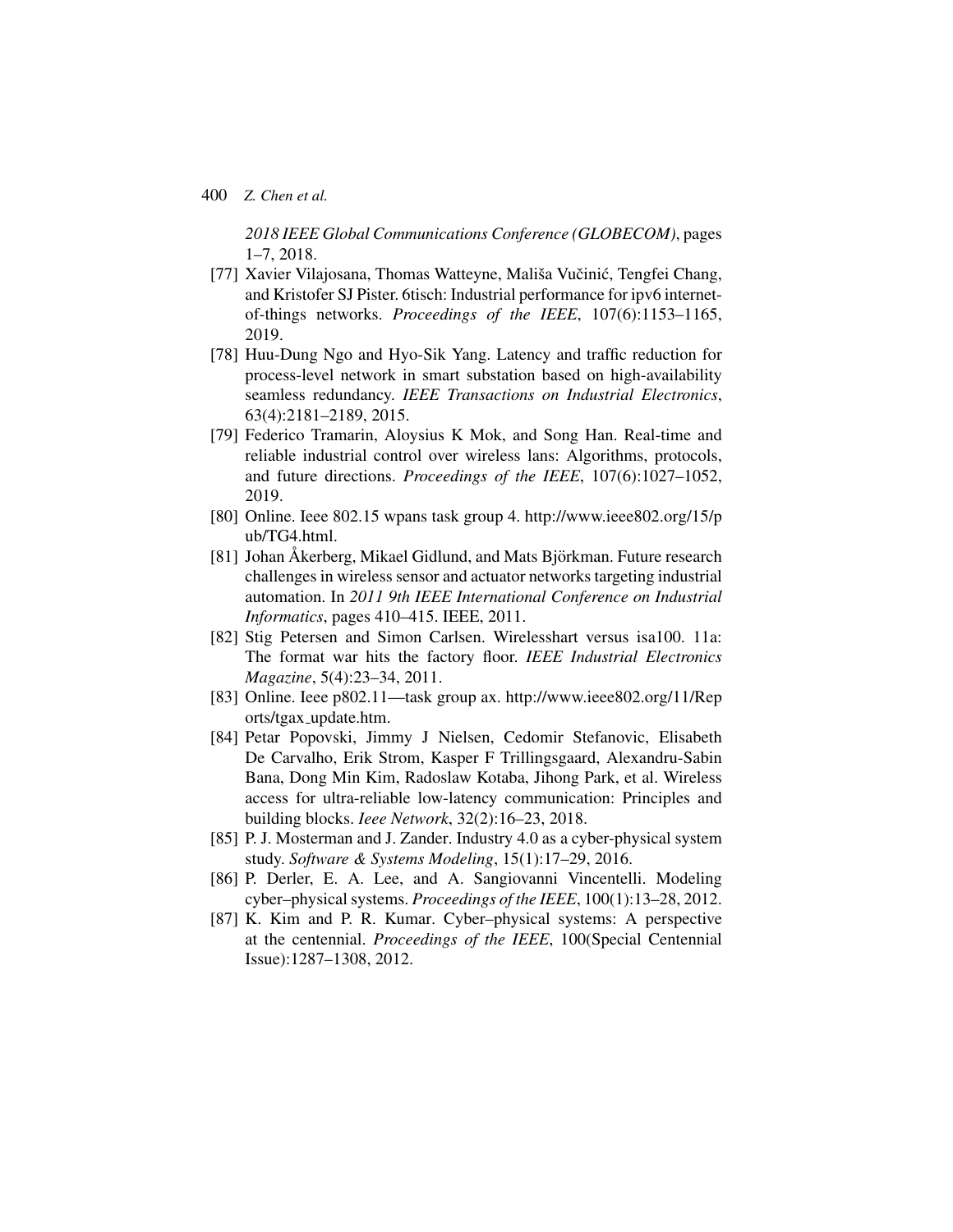*2018 IEEE Global Communications Conference (GLOBECOM)*, pages 1–7, 2018.

[77] Xavier Vilajosana, Thomas Watteyne, Mališa Vučinić, Tengfei Chang, and Kristofer SJ Pister. 6tisch: Industrial performance for ipv6 internet-of-things networks. *Proceedings of the IEEE*, 107(6):1153–1165, 2019.

[78] Huu-Dung Ngo and Hyo-Sik Yang. Latency and traffic reduction for process-level network in smart substation based on high-availability seamless redundancy. *IEEE Transactions on Industrial Electronics*, 63(4):2181–2189, 2015.

[79] Federico Tramarin, Aloysius K Mok, and Song Han. Real-time and reliable industrial control over wireless lans: Algorithms, protocols, and future directions. *Proceedings of the IEEE*, 107(6):1027–1052, 2019.

[80] Online. Ieee 802.15 wpans task group 4. http://www.ieee802.org/15/pub/TG4.html.

[81] Johan Åkerberg, Mikael Gidlund, and Mats Björkman. Future research challenges in wireless sensor and actuator networks targeting industrial automation. In *2011 9th IEEE International Conference on Industrial Informatics*, pages 410–415. IEEE, 2011.

[82] Stig Petersen and Simon Carlsen. Wirelesshart versus isa100. 11a: The format war hits the factory floor. *IEEE Industrial Electronics Magazine*, 5(4):23–34, 2011.

[83] Online. Ieee p802.11—task group ax. http://www.ieee802.org/11/Reports/tgax_update.htm.

[84] Petar Popovski, Jimmy J Nielsen, Cedomir Stefanovic, Elisabeth De Carvalho, Erik Strom, Kasper F Trillingsgaard, Alexandru-Sabin Bana, Dong Min Kim, Radoslaw Kotaba, Jihong Park, et al. Wireless access for ultra-reliable low-latency communication: Principles and building blocks. *Ieee Network*, 32(2):16–23, 2018.

[85] P. J. Mosterman and J. Zander. Industry 4.0 as a cyber-physical system study. *Software & Systems Modeling*, 15(1):17–29, 2016.

[86] P. Derler, E. A. Lee, and A. Sangiovanni Vincentelli. Modeling cyber–physical systems. *Proceedings of the IEEE*, 100(1):13–28, 2012.

[87] K. Kim and P. R. Kumar. Cyber–physical systems: A perspective at the centennial. *Proceedings of the IEEE*, 100(Special Centennial Issue):1287–1308, 2012.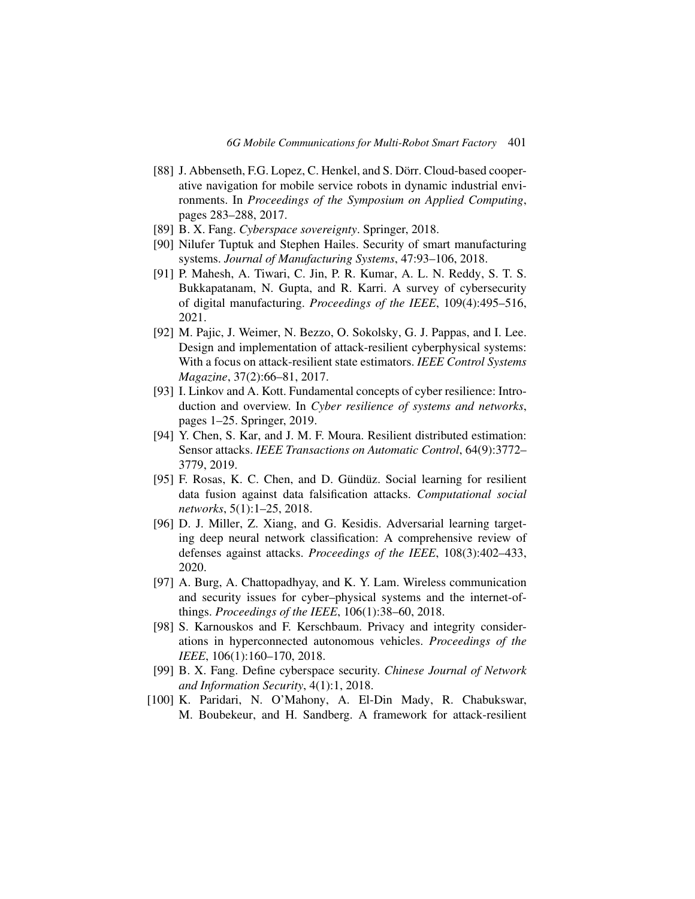[88] J. Abbenseth, F.G. Lopez, C. Henkel, and S. Dörr. Cloud-based cooperative navigation for mobile service robots in dynamic industrial environments. In *Proceedings of the Symposium on Applied Computing*, pages 283–288, 2017.

[89] B. X. Fang. *Cyberspace sovereignty*. Springer, 2018.

[90] Nilufer Tuptuk and Stephen Hailes. Security of smart manufacturing systems. *Journal of Manufacturing Systems*, 47:93–106, 2018.

[91] P. Mahesh, A. Tiwari, C. Jin, P. R. Kumar, A. L. N. Reddy, S. T. S. Bukkapatanam, N. Gupta, and R. Karri. A survey of cybersecurity of digital manufacturing. *Proceedings of the IEEE*, 109(4):495–516, 2021.

[92] M. Pajic, J. Weimer, N. Bezzo, O. Sokolsky, G. J. Pappas, and I. Lee. Design and implementation of attack-resilient cyberphysical systems: With a focus on attack-resilient state estimators. *IEEE Control Systems Magazine*, 37(2):66–81, 2017.

[93] I. Linkov and A. Kott. Fundamental concepts of cyber resilience: Introduction and overview. In *Cyber resilience of systems and networks*, pages 1–25. Springer, 2019.

[94] Y. Chen, S. Kar, and J. M. F. Moura. Resilient distributed estimation: Sensor attacks. *IEEE Transactions on Automatic Control*, 64(9):3772–3779, 2019.

[95] F. Rosas, K. C. Chen, and D. Gündüz. Social learning for resilient data fusion against data falsification attacks. *Computational social networks*, 5(1):1–25, 2018.

[96] D. J. Miller, Z. Xiang, and G. Kesidis. Adversarial learning targeting deep neural network classification: A comprehensive review of defenses against attacks. *Proceedings of the IEEE*, 108(3):402–433, 2020.

[97] A. Burg, A. Chattopadhyay, and K. Y. Lam. Wireless communication and security issues for cyber–physical systems and the internet-of-things. *Proceedings of the IEEE*, 106(1):38–60, 2018.

[98] S. Karnouskos and F. Kerschbaum. Privacy and integrity considerations in hyperconnected autonomous vehicles. *Proceedings of the IEEE*, 106(1):160–170, 2018.

[99] B. X. Fang. Define cyberspace security. *Chinese Journal of Network and Information Security*, 4(1):1, 2018.

[100] K. Paridari, N. O'Mahony, A. El-Din Mady, R. Chabukswar, M. Boubekeur, and H. Sandberg. A framework for attack-resilient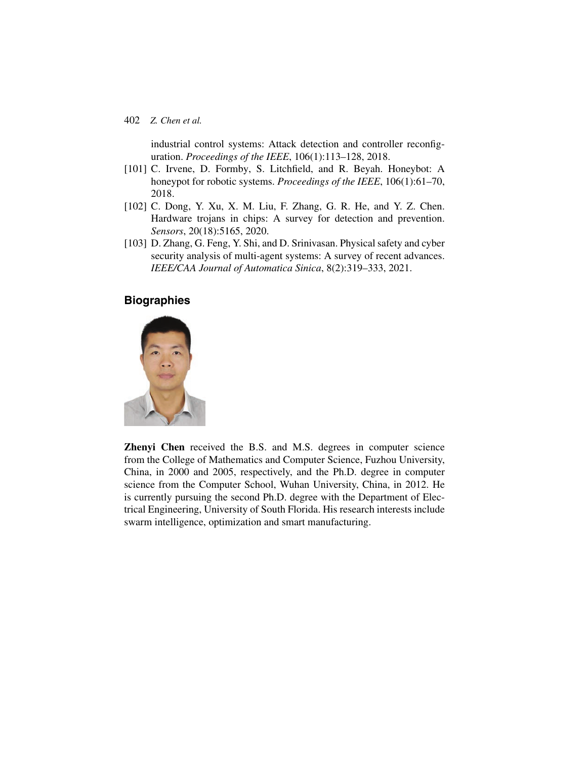industrial control systems: Attack detection and controller reconfiguration. *Proceedings of the IEEE*, 106(1):113–128, 2018.

[101] C. Irvene, D. Formby, S. Litchfield, and R. Beyah. Honeybot: A honeypot for robotic systems. *Proceedings of the IEEE*, 106(1):61–70, 2018.

[102] C. Dong, Y. Xu, X. M. Liu, F. Zhang, G. R. He, and Y. Z. Chen. Hardware trojans in chips: A survey for detection and prevention. *Sensors*, 20(18):5165, 2020.

[103] D. Zhang, G. Feng, Y. Shi, and D. Srinivasan. Physical safety and cyber security analysis of multi-agent systems: A survey of recent advances. *IEEE/CAA Journal of Automatica Sinica*, 8(2):319–333, 2021.

## Biographies

**Zhenyi Chen** received the B.S. and M.S. degrees in computer science from the College of Mathematics and Computer Science, Fuzhou University, China, in 2000 and 2005, respectively, and the Ph.D. degree in computer science from the Computer School, Wuhan University, China, in 2012. He is currently pursuing the second Ph.D. degree with the Department of Electrical Engineering, University of South Florida. His research interests include swarm intelligence, optimization and smart manufacturing.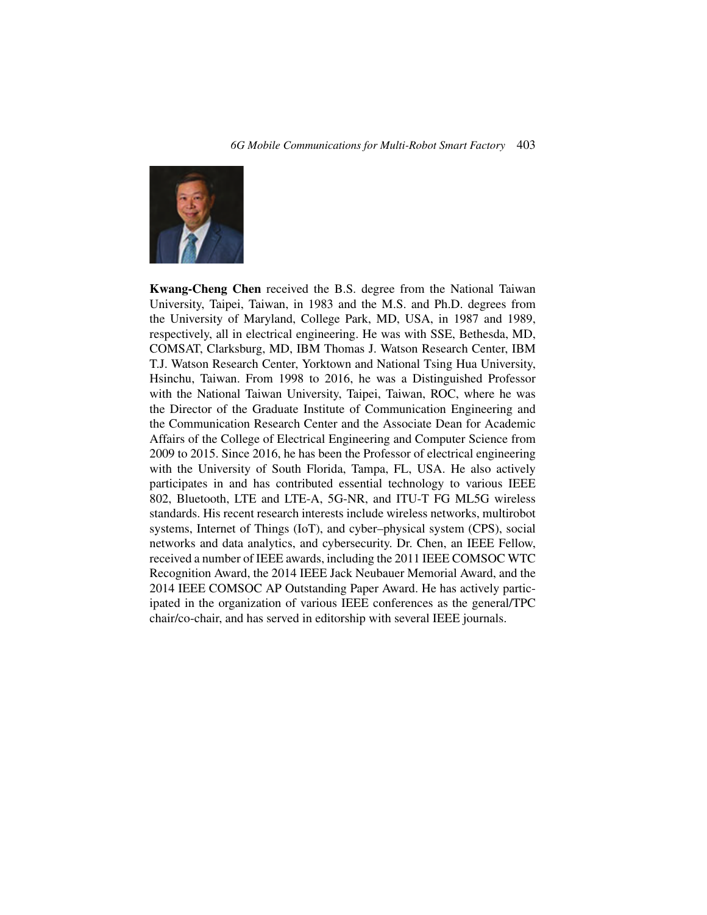**Kwang-Cheng Chen** received the B.S. degree from the National Taiwan University, Taipei, Taiwan, in 1983 and the M.S. and Ph.D. degrees from the University of Maryland, College Park, MD, USA, in 1987 and 1989, respectively, all in electrical engineering. He was with SSE, Bethesda, MD, COMSAT, Clarksburg, MD, IBM Thomas J. Watson Research Center, IBM T.J. Watson Research Center, Yorktown and National Tsing Hua University, Hsinchu, Taiwan. From 1998 to 2016, he was a Distinguished Professor with the National Taiwan University, Taipei, Taiwan, ROC, where he was the Director of the Graduate Institute of Communication Engineering and the Communication Research Center and the Associate Dean for Academic Affairs of the College of Electrical Engineering and Computer Science from 2009 to 2015. Since 2016, he has been the Professor of electrical engineering with the University of South Florida, Tampa, FL, USA. He also actively participates in and has contributed essential technology to various IEEE 802, Bluetooth, LTE and LTE-A, 5G-NR, and ITU-T FG ML5G wireless standards. His recent research interests include wireless networks, multirobot systems, Internet of Things (IoT), and cyber–physical system (CPS), social networks and data analytics, and cybersecurity. Dr. Chen, an IEEE Fellow, received a number of IEEE awards, including the 2011 IEEE COMSOC WTC Recognition Award, the 2014 IEEE Jack Neubauer Memorial Award, and the 2014 IEEE COMSOC AP Outstanding Paper Award. He has actively participated in the organization of various IEEE conferences as the general/TPC chair/co-chair, and has served in editorship with several IEEE journals.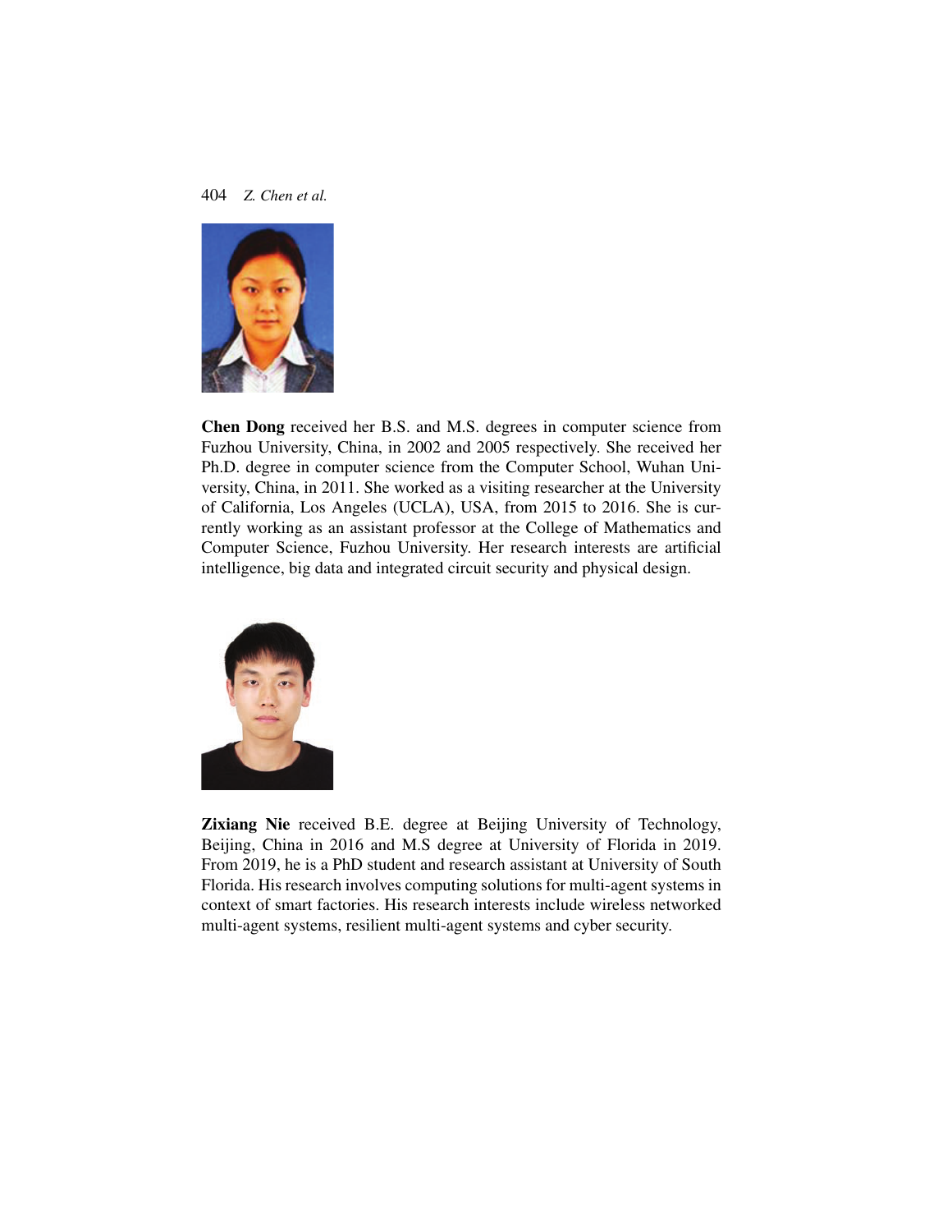**Chen Dong** received her B.S. and M.S. degrees in computer science from Fuzhou University, China, in 2002 and 2005 respectively. She received her Ph.D. degree in computer science from the Computer School, Wuhan University, China, in 2011. She worked as a visiting researcher at the University of California, Los Angeles (UCLA), USA, from 2015 to 2016. She is currently working as an assistant professor at the College of Mathematics and Computer Science, Fuzhou University. Her research interests are artificial intelligence, big data and integrated circuit security and physical design.

**Zixiang Nie** received B.E. degree at Beijing University of Technology, Beijing, China in 2016 and M.S degree at University of Florida in 2019. From 2019, he is a PhD student and research assistant at University of South Florida. His research involves computing solutions for multi-agent systems in context of smart factories. His research interests include wireless networked multi-agent systems, resilient multi-agent systems and cyber security.